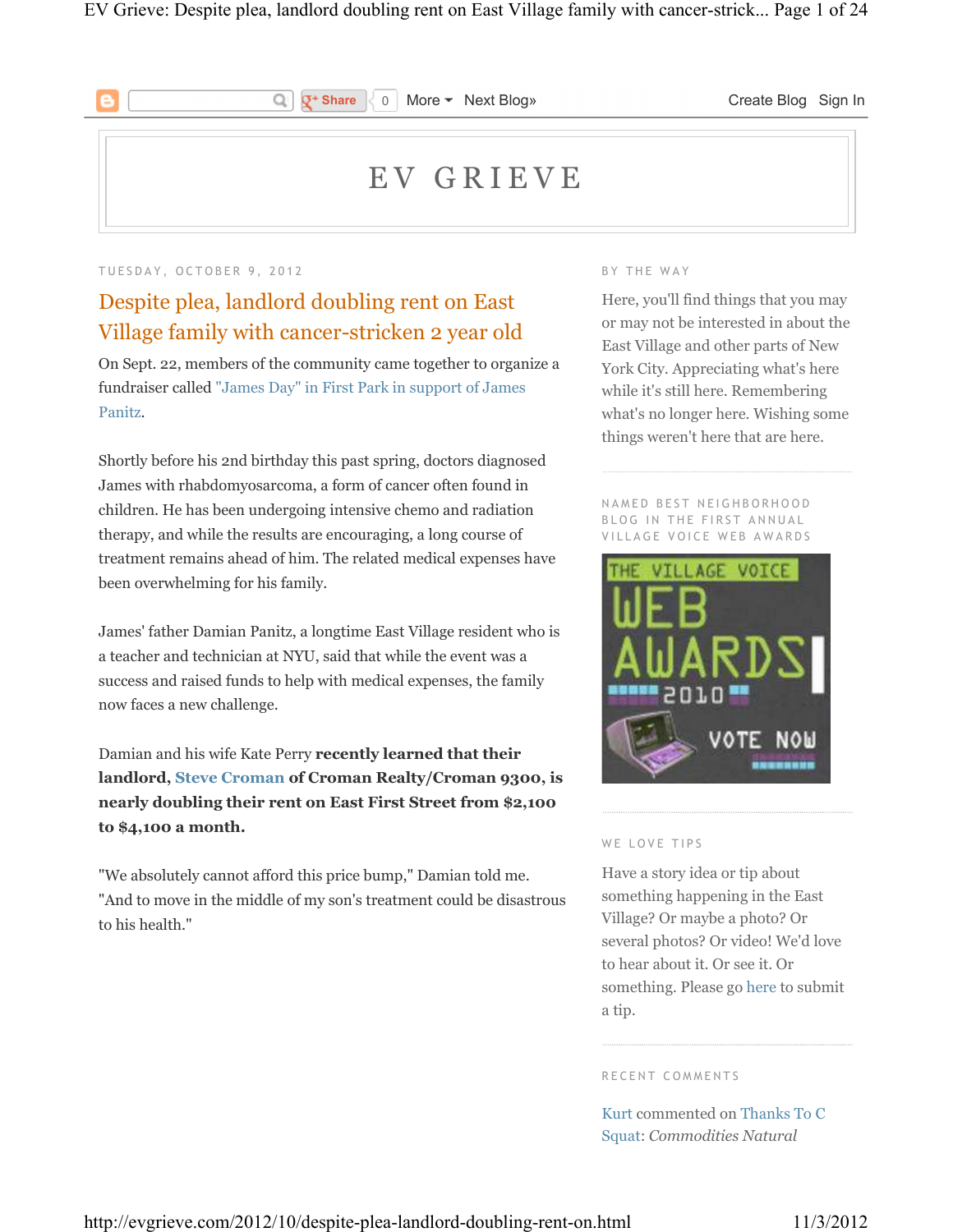# EV GRIEVE

TUESDAY, OCTOBER 9, 2012

## Despite plea, landlord doubling rent on East Village family with cancer-stricken 2 year old

On Sept. 22, members of the community came together to organize a fundraiser called "James Day" in First Park in support of James Panitz.

Shortly before his 2nd birthday this past spring, doctors diagnosed James with rhabdomyosarcoma, a form of cancer often found in children. He has been undergoing intensive chemo and radiation therapy, and while the results are encouraging, a long course of treatment remains ahead of him. The related medical expenses have been overwhelming for his family.

James' father Damian Panitz, a longtime East Village resident who is a teacher and technician at NYU, said that while the event was a success and raised funds to help with medical expenses, the family now faces a new challenge.

Damian and his wife Kate Perry **recently learned that their landlord, Steve Croman of Croman Realty/Croman 9300, is nearly doubling their rent on East First Street from $2,100 to $4,100 a month.**

"We absolutely cannot afford this price bump," Damian told me. "And to move in the middle of my son's treatment could be disastrous to his health."

### BY THE WAY

Here, you'll find things that you may or may not be interested in about the East Village and other parts of New York City. Appreciating what's here while it's still here. Remembering what's no longer here. Wishing some things weren't here that are here.

### NAMED BEST NEIGHBORHOOD BLOG IN THE FIRST ANNUAL VILLAGE VOICE WEB AWARDS

THE VILLAGE VOICE WEB AWARDS 2010 VOTE NOW

### WE LOVE TIPS

Have a story idea or tip about something happening in the East Village? Or maybe a photo? Or several photos? Or video! We'd love to hear about it. Or see it. Or something. Please go here to submit a tip.

### RECENT COMMENTS

Kurt commented on Thanks To C Squat: *Commodities Natural*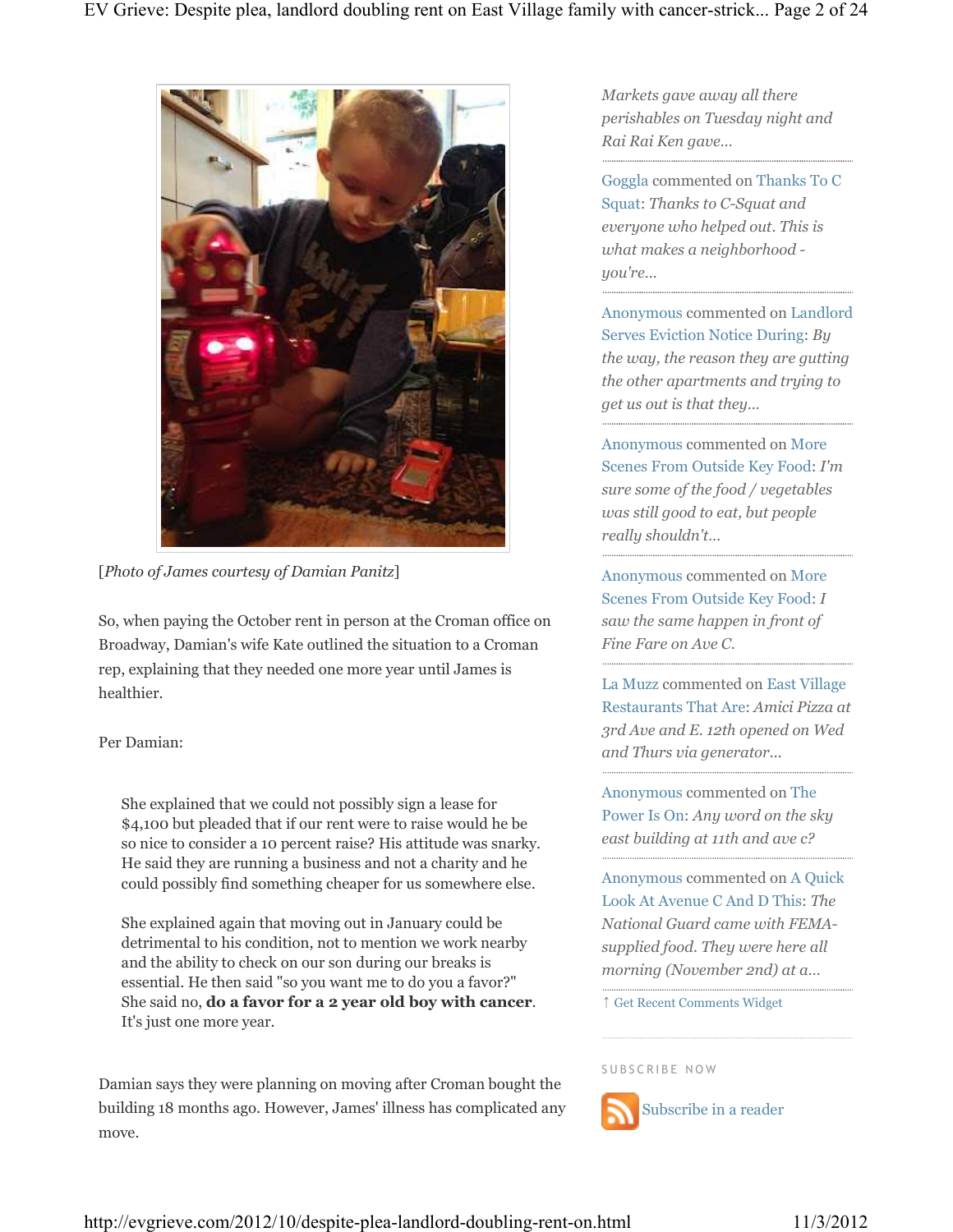[*Photo of James courtesy of Damian Panitz*]

So, when paying the October rent in person at the Croman office on Broadway, Damian's wife Kate outlined the situation to a Croman rep, explaining that they needed one more year until James is healthier.

Per Damian:

> She explained that we could not possibly sign a lease for $4,100 but pleaded that if our rent were to raise would he be so nice to consider a 10 percent raise? His attitude was snarky. He said they are running a business and not a charity and he could possibly find something cheaper for us somewhere else.
>
> She explained again that moving out in January could be detrimental to his condition, not to mention we work nearby and the ability to check on our son during our breaks is essential. He then said "so you want me to do you a favor?" She said no, **do a favor for a 2 year old boy with cancer**. It's just one more year.

Damian says they were planning on moving after Croman bought the building 18 months ago. However, James' illness has complicated any move.

*Markets gave away all there perishables on Tuesday night and Rai Rai Ken gave...*

Goggla commented on Thanks To C Squat: *Thanks to C-Squat and everyone who helped out. This is what makes a neighborhood - you're...*

Anonymous commented on Landlord Serves Eviction Notice During: *By the way, the reason they are gutting the other apartments and trying to get us out is that they...*

Anonymous commented on More Scenes From Outside Key Food: *I'm sure some of the food / vegetables was still good to eat, but people really shouldn't...*

Anonymous commented on More Scenes From Outside Key Food: *I saw the same happen in front of Fine Fare on Ave C.*

La Muzz commented on East Village Restaurants That Are: *Amici Pizza at 3rd Ave and E. 12th opened on Wed and Thurs via generator...*

Anonymous commented on The Power Is On: *Any word on the sky east building at 11th and ave c?*

Anonymous commented on A Quick Look At Avenue C And D This: *The National Guard came with FEMA-supplied food. They were here all morning (November 2nd) at a...*

↑ Get Recent Comments Widget

SUBSCRIBE NOW

Subscribe in a reader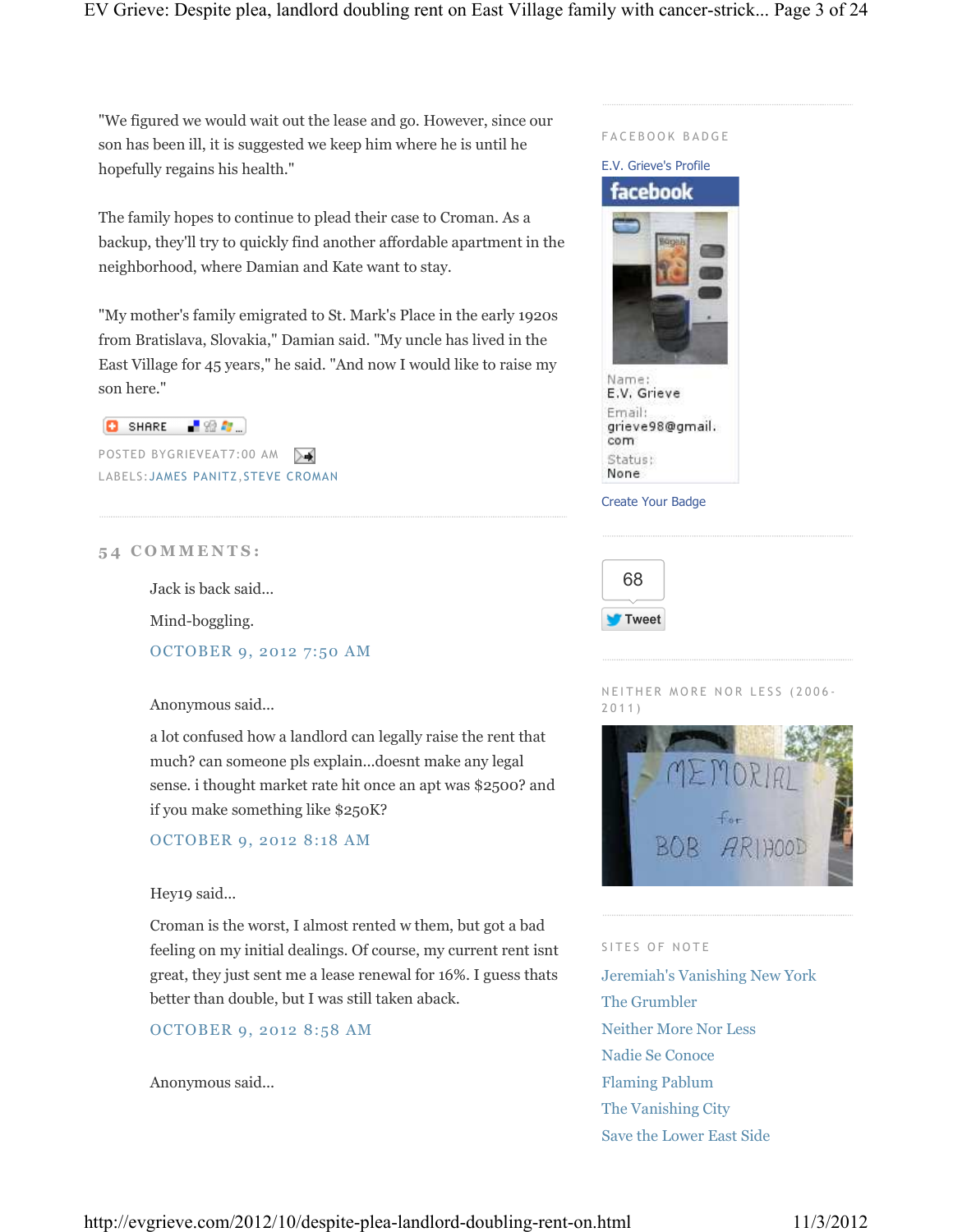"We figured we would wait out the lease and go. However, since our son has been ill, it is suggested we keep him where he is until he hopefully regains his health."

The family hopes to continue to plead their case to Croman. As a backup, they'll try to quickly find another affordable apartment in the neighborhood, where Damian and Kate want to stay.

"My mother's family emigrated to St. Mark's Place in the early 1920s from Bratislava, Slovakia," Damian said. "My uncle has lived in the East Village for 45 years," he said. "And now I would like to raise my son here."

SHARE

POSTED BYGRIEVEAT7:00 AM

LABELS:JAMES PANITZ,STEVE CROMAN

## 54 COMMENTS:

Jack is back said...

Mind-boggling.

OCTOBER 9, 2012 7:50 AM

Anonymous said...

a lot confused how a landlord can legally raise the rent that much? can someone pls explain...doesnt make any legal sense. i thought market rate hit once an apt was $2500? and if you make something like $250K?

OCTOBER 9, 2012 8:18 AM

Hey19 said...

Croman is the worst, I almost rented w them, but got a bad feeling on my initial dealings. Of course, my current rent isnt great, they just sent me a lease renewal for 16%. I guess thats better than double, but I was still taken aback.

OCTOBER 9, 2012 8:58 AM

Anonymous said...

FACEBOOK BADGE

E.V. Grieve's Profile

facebook

Name: E.V. Grieve
Email: grieve98@gmail.com
Status: None

Create Your Badge

68

Tweet

NEITHER MORE NOR LESS (2006-2011)

SITES OF NOTE

- Jeremiah's Vanishing New York
- The Grumbler
- Neither More Nor Less
- Nadie Se Conoce
- Flaming Pablum
- The Vanishing City
- Save the Lower East Side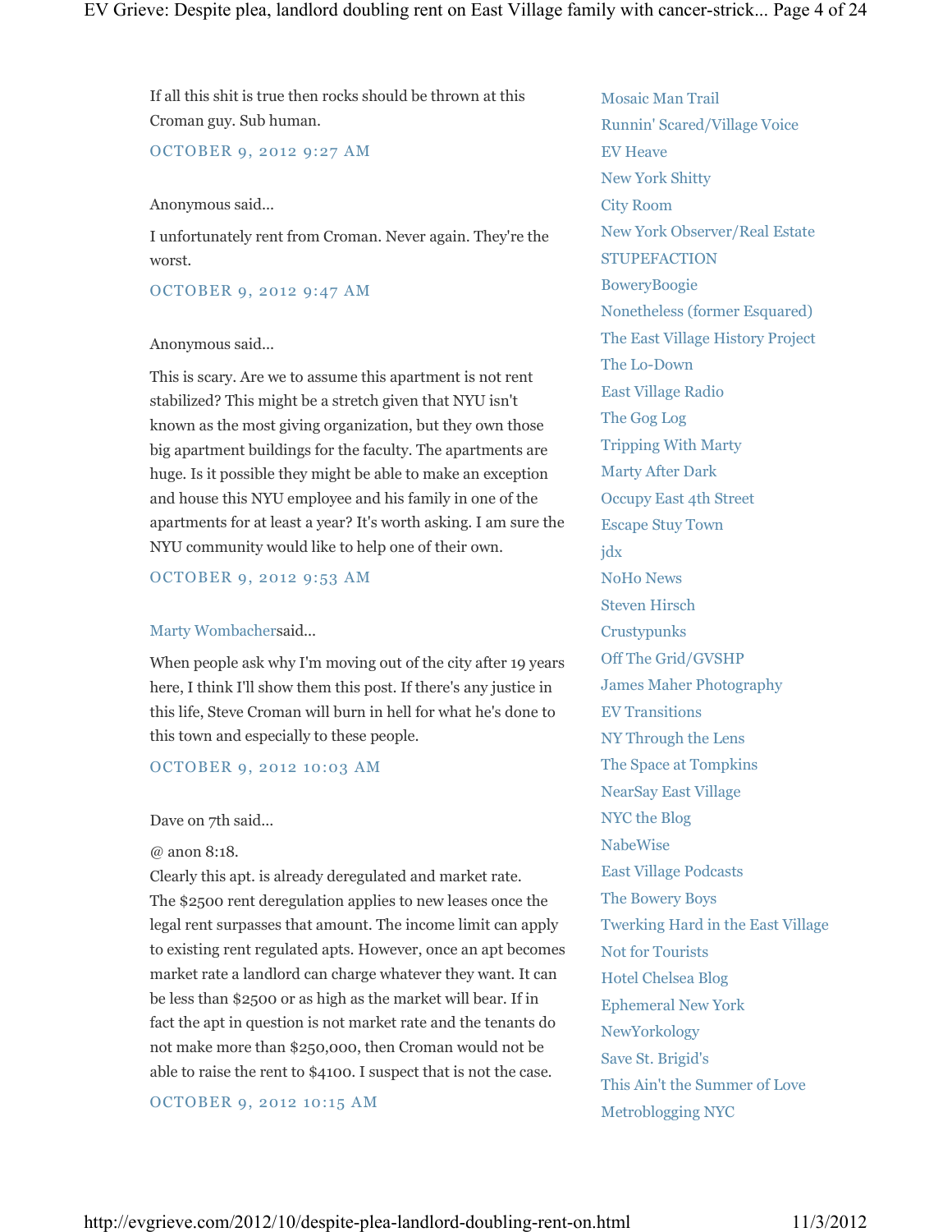If all this shit is true then rocks should be thrown at this Croman guy. Sub human.

OCTOBER 9, 2012 9:27 AM

Anonymous said...

I unfortunately rent from Croman. Never again. They're the worst.

OCTOBER 9, 2012 9:47 AM

Anonymous said...

This is scary. Are we to assume this apartment is not rent stabilized? This might be a stretch given that NYU isn't known as the most giving organization, but they own those big apartment buildings for the faculty. The apartments are huge. Is it possible they might be able to make an exception and house this NYU employee and his family in one of the apartments for at least a year? It's worth asking. I am sure the NYU community would like to help one of their own.

OCTOBER 9, 2012 9:53 AM

Marty Wombacher said...

When people ask why I'm moving out of the city after 19 years here, I think I'll show them this post. If there's any justice in this life, Steve Croman will burn in hell for what he's done to this town and especially to these people.

OCTOBER 9, 2012 10:03 AM

Dave on 7th said...

@ anon 8:18.
Clearly this apt. is already deregulated and market rate. The $2500 rent deregulation applies to new leases once the legal rent surpasses that amount. The income limit can apply to existing rent regulated apts. However, once an apt becomes market rate a landlord can charge whatever they want. It can be less than $2500 or as high as the market will bear. If in fact the apt in question is not market rate and the tenants do not make more than $250,000, then Croman would not be able to raise the rent to $4100. I suspect that is not the case.

OCTOBER 9, 2012 10:15 AM

- Mosaic Man Trail
- Runnin' Scared/Village Voice
- EV Heave
- New York Shitty
- City Room
- New York Observer/Real Estate
- STUPEFACTION
- BoweryBoogie
- Nonetheless (former Esquared)
- The East Village History Project
- The Lo-Down
- East Village Radio
- The Gog Log
- Tripping With Marty
- Marty After Dark
- Occupy East 4th Street
- Escape Stuy Town
- jdx
- NoHo News
- Steven Hirsch
- Crustypunks
- Off The Grid/GVSHP
- James Maher Photography
- EV Transitions
- NY Through the Lens
- The Space at Tompkins
- NearSay East Village
- NYC the Blog
- NabeWise
- East Village Podcasts
- The Bowery Boys
- Twerking Hard in the East Village
- Not for Tourists
- Hotel Chelsea Blog
- Ephemeral New York
- NewYorkology
- Save St. Brigid's
- This Ain't the Summer of Love
- Metroblogging NYC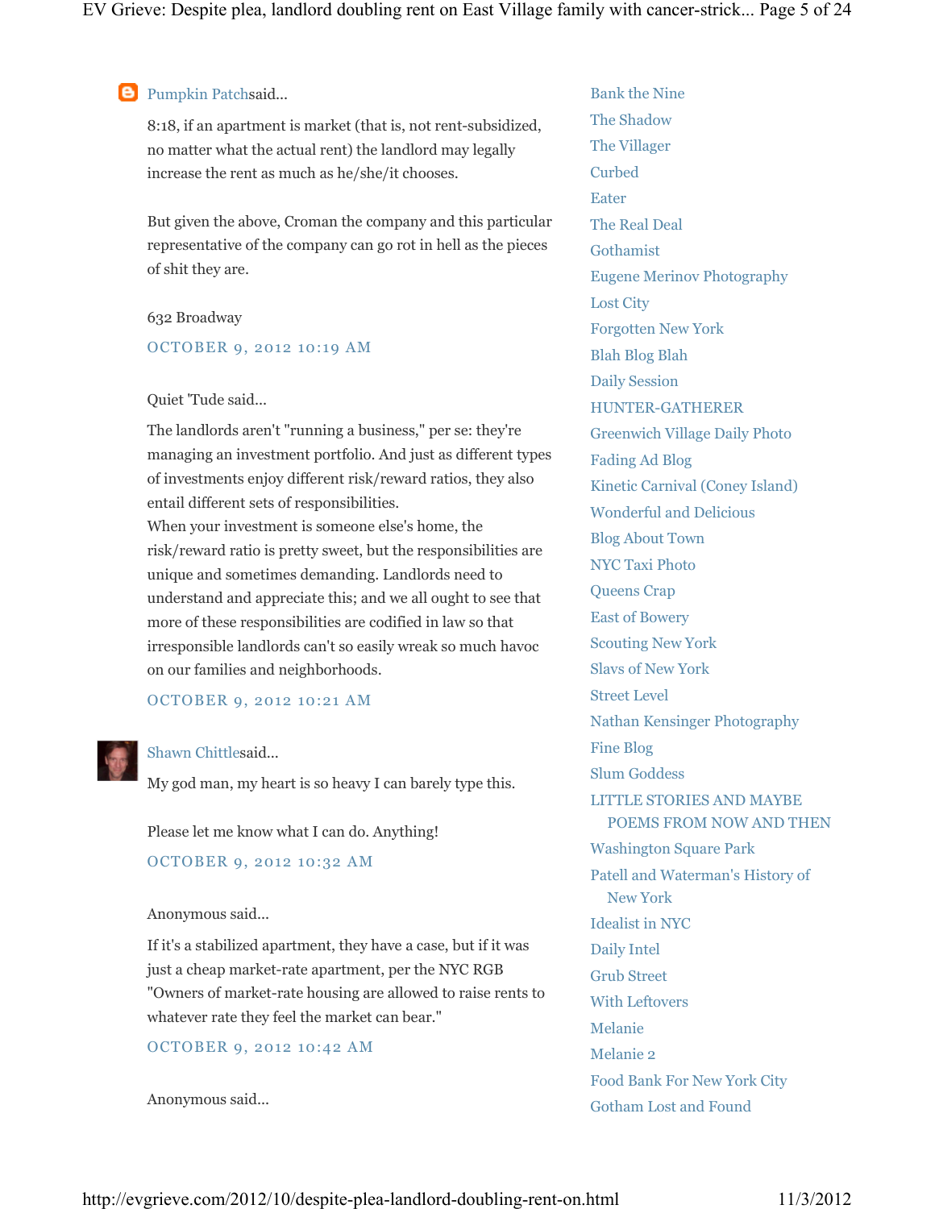Pumpkin Patchsaid...

8:18, if an apartment is market (that is, not rent-subsidized, no matter what the actual rent) the landlord may legally increase the rent as much as he/she/it chooses.

But given the above, Croman the company and this particular representative of the company can go rot in hell as the pieces of shit they are.

632 Broadway

OCTOBER 9, 2012 10:19 AM

Quiet 'Tude said...

The landlords aren't "running a business," per se: they're managing an investment portfolio. And just as different types of investments enjoy different risk/reward ratios, they also entail different sets of responsibilities.
When your investment is someone else's home, the risk/reward ratio is pretty sweet, but the responsibilities are unique and sometimes demanding. Landlords need to understand and appreciate this; and we all ought to see that more of these responsibilities are codified in law so that irresponsible landlords can't so easily wreak so much havoc on our families and neighborhoods.

OCTOBER 9, 2012 10:21 AM

Shawn Chittlesaid...

My god man, my heart is so heavy I can barely type this.

Please let me know what I can do. Anything!

OCTOBER 9, 2012 10:32 AM

Anonymous said...

If it's a stabilized apartment, they have a case, but if it was just a cheap market-rate apartment, per the NYC RGB "Owners of market-rate housing are allowed to raise rents to whatever rate they feel the market can bear."

OCTOBER 9, 2012 10:42 AM

Anonymous said...

- Bank the Nine
- The Shadow
- The Villager
- Curbed
- Eater
- The Real Deal
- Gothamist
- Eugene Merinov Photography
- Lost City
- Forgotten New York
- Blah Blog Blah
- Daily Session
- HUNTER-GATHERER
- Greenwich Village Daily Photo
- Fading Ad Blog
- Kinetic Carnival (Coney Island)
- Wonderful and Delicious
- Blog About Town
- NYC Taxi Photo
- Queens Crap
- East of Bowery
- Scouting New York
- Slavs of New York
- Street Level
- Nathan Kensinger Photography
- Fine Blog
- Slum Goddess
- LITTLE STORIES AND MAYBE POEMS FROM NOW AND THEN
- Washington Square Park
- Patell and Waterman's History of New York
- Idealist in NYC
- Daily Intel
- Grub Street
- With Leftovers
- Melanie
- Melanie 2
- Food Bank For New York City
- Gotham Lost and Found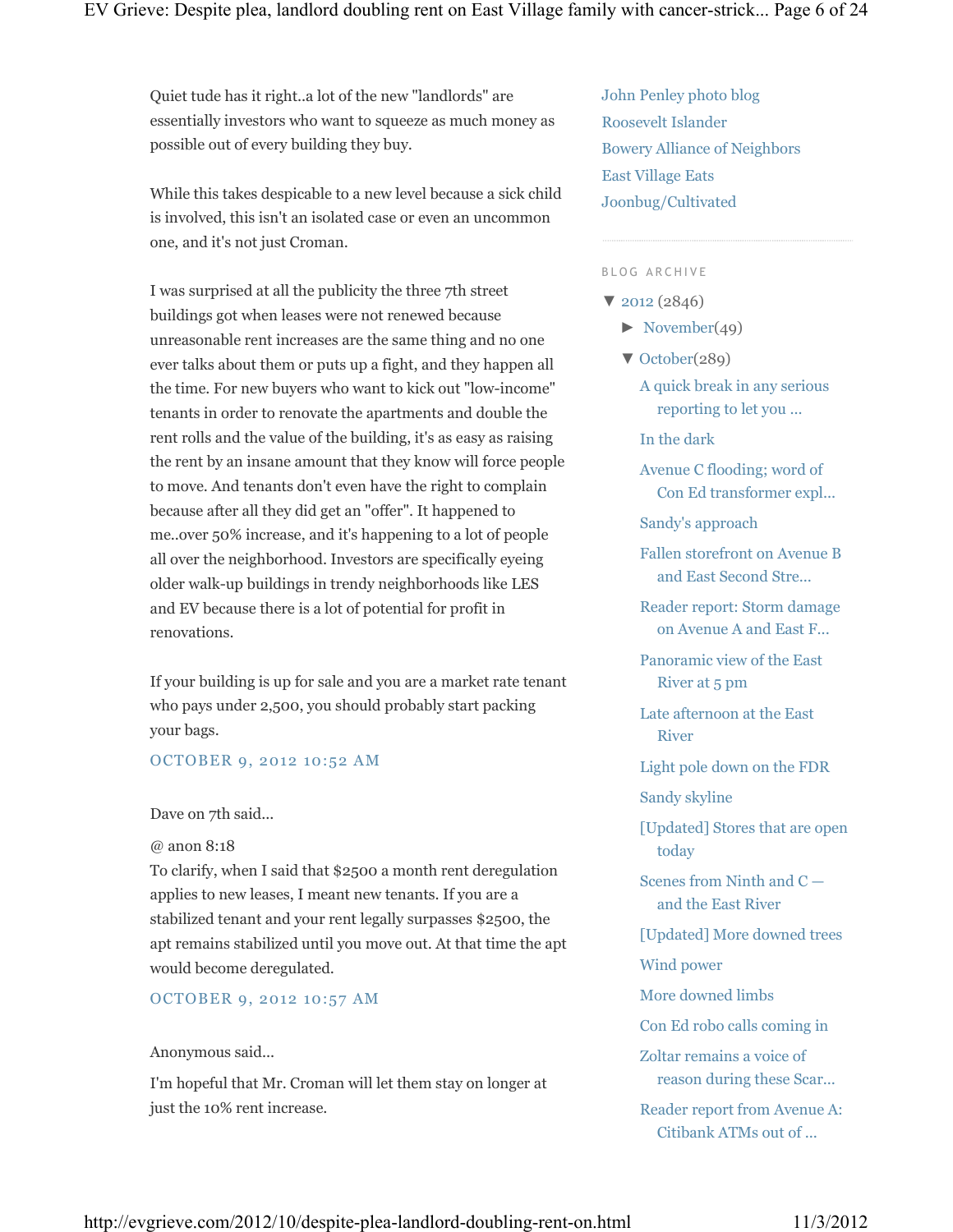Quiet tude has it right..a lot of the new "landlords" are essentially investors who want to squeeze as much money as possible out of every building they buy.

While this takes despicable to a new level because a sick child is involved, this isn't an isolated case or even an uncommon one, and it's not just Croman.

I was surprised at all the publicity the three 7th street buildings got when leases were not renewed because unreasonable rent increases are the same thing and no one ever talks about them or puts up a fight, and they happen all the time. For new buyers who want to kick out "low-income" tenants in order to renovate the apartments and double the rent rolls and the value of the building, it's as easy as raising the rent by an insane amount that they know will force people to move. And tenants don't even have the right to complain because after all they did get an "offer". It happened to me..over 50% increase, and it's happening to a lot of people all over the neighborhood. Investors are specifically eyeing older walk-up buildings in trendy neighborhoods like LES and EV because there is a lot of potential for profit in renovations.

If your building is up for sale and you are a market rate tenant who pays under 2,500, you should probably start packing your bags.

OCTOBER 9, 2012 10:52 AM

Dave on 7th said...

@ anon 8:18
To clarify, when I said that $2500 a month rent deregulation applies to new leases, I meant new tenants. If you are a stabilized tenant and your rent legally surpasses $2500, the apt remains stabilized until you move out. At that time the apt would become deregulated.

OCTOBER 9, 2012 10:57 AM

Anonymous said...

I'm hopeful that Mr. Croman will let them stay on longer at just the 10% rent increase.

John Penley photo blog
Roosevelt Islander
Bowery Alliance of Neighbors
East Village Eats
Joonbug/Cultivated

BLOG ARCHIVE

- ▼ 2012 (2846)
  - ► November (49)
  - ▼ October (289)
    - A quick break in any serious reporting to let you ...
    - In the dark
    - Avenue C flooding; word of Con Ed transformer expl...
    - Sandy's approach
    - Fallen storefront on Avenue B and East Second Stre...
    - Reader report: Storm damage on Avenue A and East F...
    - Panoramic view of the East River at 5 pm
    - Late afternoon at the East River
    - Light pole down on the FDR
    - Sandy skyline
    - [Updated] Stores that are open today
    - Scenes from Ninth and C — and the East River
    - [Updated] More downed trees
    - Wind power
    - More downed limbs
    - Con Ed robo calls coming in
    - Zoltar remains a voice of reason during these Scar...
    - Reader report from Avenue A: Citibank ATMs out of ...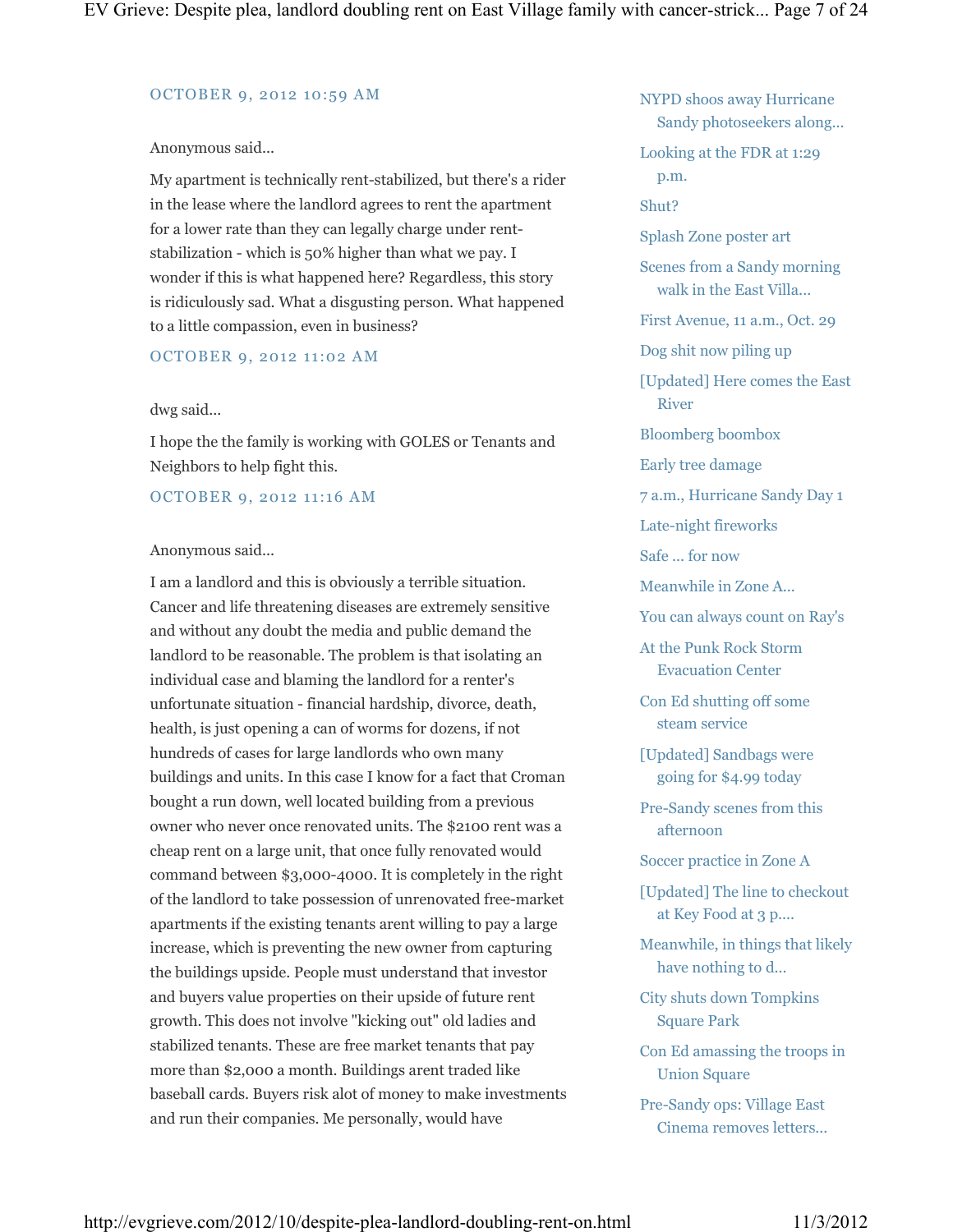OCTOBER 9, 2012 10:59 AM

Anonymous said...

My apartment is technically rent-stabilized, but there's a rider in the lease where the landlord agrees to rent the apartment for a lower rate than they can legally charge under rent-stabilization - which is 50% higher than what we pay. I wonder if this is what happened here? Regardless, this story is ridiculously sad. What a disgusting person. What happened to a little compassion, even in business?

OCTOBER 9, 2012 11:02 AM

dwg said...

I hope the the family is working with GOLES or Tenants and Neighbors to help fight this.

OCTOBER 9, 2012 11:16 AM

Anonymous said...

I am a landlord and this is obviously a terrible situation. Cancer and life threatening diseases are extremely sensitive and without any doubt the media and public demand the landlord to be reasonable. The problem is that isolating an individual case and blaming the landlord for a renter's unfortunate situation - financial hardship, divorce, death, health, is just opening a can of worms for dozens, if not hundreds of cases for large landlords who own many buildings and units. In this case I know for a fact that Croman bought a run down, well located building from a previous owner who never once renovated units. The $2100 rent was a cheap rent on a large unit, that once fully renovated would command between $3,000-4000. It is completely in the right of the landlord to take possession of unrenovated free-market apartments if the existing tenants arent willing to pay a large increase, which is preventing the new owner from capturing the buildings upside. People must understand that investor and buyers value properties on their upside of future rent growth. This does not involve "kicking out" old ladies and stabilized tenants. These are free market tenants that pay more than $2,000 a month. Buildings arent traded like baseball cards. Buyers risk alot of money to make investments and run their companies. Me personally, would have

- NYPD shoos away Hurricane Sandy photoseekers along...
- Looking at the FDR at 1:29 p.m.
- Shut?
- Splash Zone poster art
- Scenes from a Sandy morning walk in the East Villa...
- First Avenue, 11 a.m., Oct. 29
- Dog shit now piling up
- [Updated] Here comes the East River
- Bloomberg boombox
- Early tree damage
- 7 a.m., Hurricane Sandy Day 1
- Late-night fireworks
- Safe ... for now
- Meanwhile in Zone A...
- You can always count on Ray's
- At the Punk Rock Storm Evacuation Center
- Con Ed shutting off some steam service
- [Updated] Sandbags were going for $4.99 today
- Pre-Sandy scenes from this afternoon
- Soccer practice in Zone A
- [Updated] The line to checkout at Key Food at 3 p....
- Meanwhile, in things that likely have nothing to d...
- City shuts down Tompkins Square Park
- Con Ed amassing the troops in Union Square
- Pre-Sandy ops: Village East Cinema removes letters...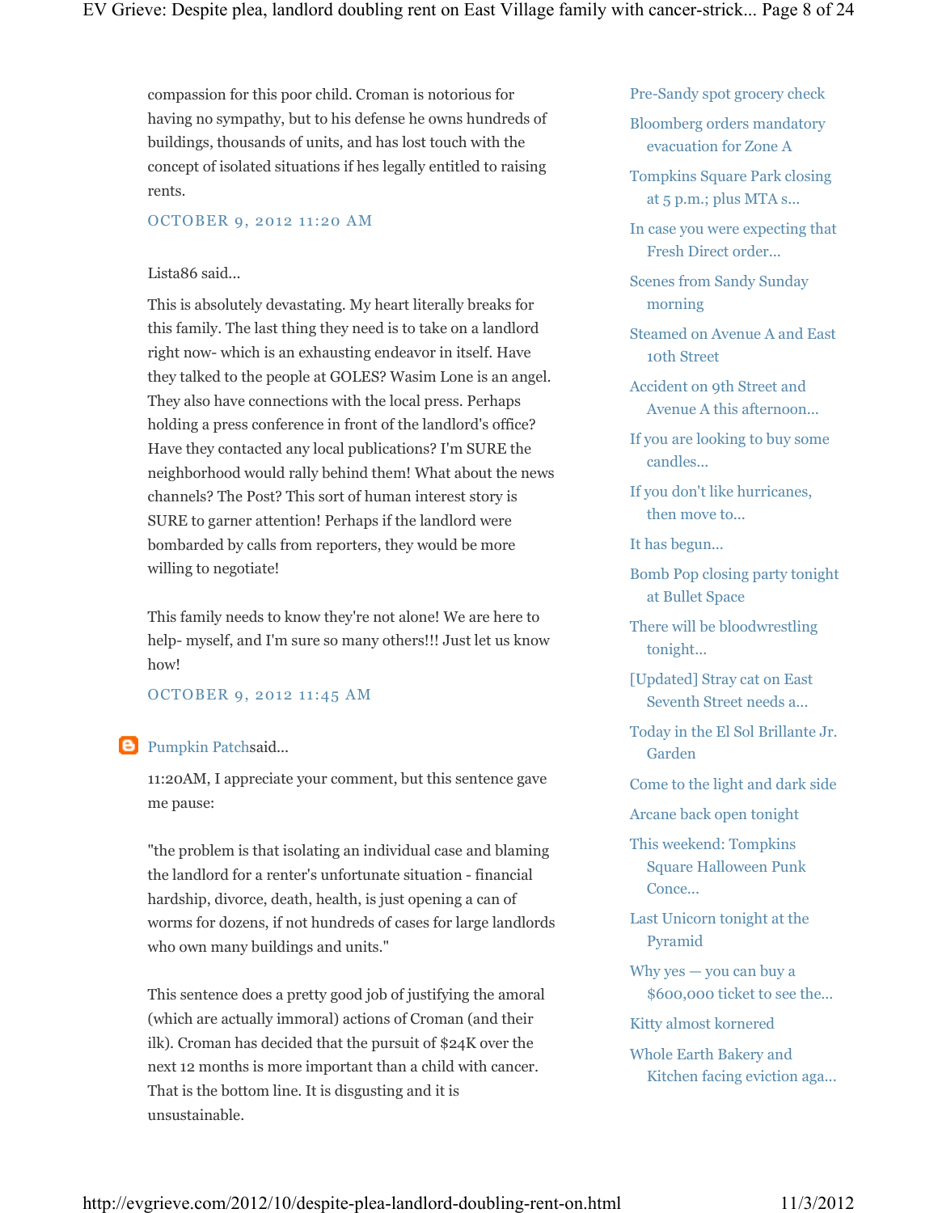compassion for this poor child. Croman is notorious for having no sympathy, but to his defense he owns hundreds of buildings, thousands of units, and has lost touch with the concept of isolated situations if hes legally entitled to raising rents.

OCTOBER 9, 2012 11:20 AM

Lista86 said...

This is absolutely devastating. My heart literally breaks for this family. The last thing they need is to take on a landlord right now- which is an exhausting endeavor in itself. Have they talked to the people at GOLES? Wasim Lone is an angel. They also have connections with the local press. Perhaps holding a press conference in front of the landlord's office? Have they contacted any local publications? I'm SURE the neighborhood would rally behind them! What about the news channels? The Post? This sort of human interest story is SURE to garner attention! Perhaps if the landlord were bombarded by calls from reporters, they would be more willing to negotiate!

This family needs to know they're not alone! We are here to help- myself, and I'm sure so many others!!! Just let us know how!

OCTOBER 9, 2012 11:45 AM

Pumpkin Patchsaid...

11:20AM, I appreciate your comment, but this sentence gave me pause:

"the problem is that isolating an individual case and blaming the landlord for a renter's unfortunate situation - financial hardship, divorce, death, health, is just opening a can of worms for dozens, if not hundreds of cases for large landlords who own many buildings and units."

This sentence does a pretty good job of justifying the amoral (which are actually immoral) actions of Croman (and their ilk). Croman has decided that the pursuit of $24K over the next 12 months is more important than a child with cancer. That is the bottom line. It is disgusting and it is unsustainable.

- Pre-Sandy spot grocery check
- Bloomberg orders mandatory evacuation for Zone A
- Tompkins Square Park closing at 5 p.m.; plus MTA s...
- In case you were expecting that Fresh Direct order...
- Scenes from Sandy Sunday morning
- Steamed on Avenue A and East 10th Street
- Accident on 9th Street and Avenue A this afternoon...
- If you are looking to buy some candles...
- If you don't like hurricanes, then move to...
- It has begun...
- Bomb Pop closing party tonight at Bullet Space
- There will be bloodwrestling tonight...
- [Updated] Stray cat on East Seventh Street needs a...
- Today in the El Sol Brillante Jr. Garden
- Come to the light and dark side
- Arcane back open tonight
- This weekend: Tompkins Square Halloween Punk Conce...
- Last Unicorn tonight at the Pyramid
- Why yes — you can buy a $600,000 ticket to see the...
- Kitty almost kornered
- Whole Earth Bakery and Kitchen facing eviction aga...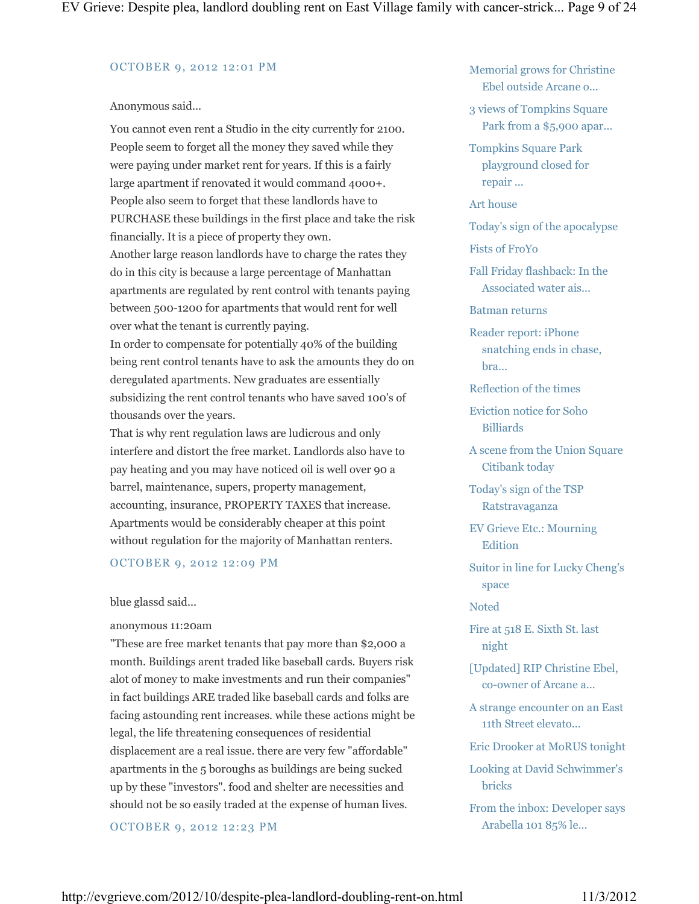OCTOBER 9, 2012 12:01 PM

Anonymous said...

You cannot even rent a Studio in the city currently for 2100. People seem to forget all the money they saved while they were paying under market rent for years. If this is a fairly large apartment if renovated it would command 4000+. People also seem to forget that these landlords have to PURCHASE these buildings in the first place and take the risk financially. It is a piece of property they own.
Another large reason landlords have to charge the rates they do in this city is because a large percentage of Manhattan apartments are regulated by rent control with tenants paying between 500-1200 for apartments that would rent for well over what the tenant is currently paying.
In order to compensate for potentially 40% of the building being rent control tenants have to ask the amounts they do on deregulated apartments. New graduates are essentially subsidizing the rent control tenants who have saved 100's of thousands over the years.
That is why rent regulation laws are ludicrous and only interfere and distort the free market. Landlords also have to pay heating and you may have noticed oil is well over 90 a barrel, maintenance, supers, property management, accounting, insurance, PROPERTY TAXES that increase. Apartments would be considerably cheaper at this point without regulation for the majority of Manhattan renters.

OCTOBER 9, 2012 12:09 PM

blue glassd said...

anonymous 11:20am
"These are free market tenants that pay more than $2,000 a month. Buildings arent traded like baseball cards. Buyers risk alot of money to make investments and run their companies" in fact buildings ARE traded like baseball cards and folks are facing astounding rent increases. while these actions might be legal, the life threatening consequences of residential displacement are a real issue. there are very few "affordable" apartments in the 5 boroughs as buildings are being sucked up by these "investors". food and shelter are necessities and should not be so easily traded at the expense of human lives.

OCTOBER 9, 2012 12:23 PM

- Memorial grows for Christine Ebel outside Arcane o...
- 3 views of Tompkins Square Park from a $5,900 apar...
- Tompkins Square Park playground closed for repair ...
- Art house
- Today's sign of the apocalypse
- Fists of FroYo
- Fall Friday flashback: In the Associated water ais...
- Batman returns
- Reader report: iPhone snatching ends in chase, bra...
- Reflection of the times
- Eviction notice for Soho Billiards
- A scene from the Union Square Citibank today
- Today's sign of the TSP Ratstravaganza
- EV Grieve Etc.: Mourning Edition
- Suitor in line for Lucky Cheng's space
- Noted
- Fire at 518 E. Sixth St. last night
- [Updated] RIP Christine Ebel, co-owner of Arcane a...
- A strange encounter on an East 11th Street elevato...
- Eric Drooker at MoRUS tonight
- Looking at David Schwimmer's bricks
- From the inbox: Developer says Arabella 101 85% le...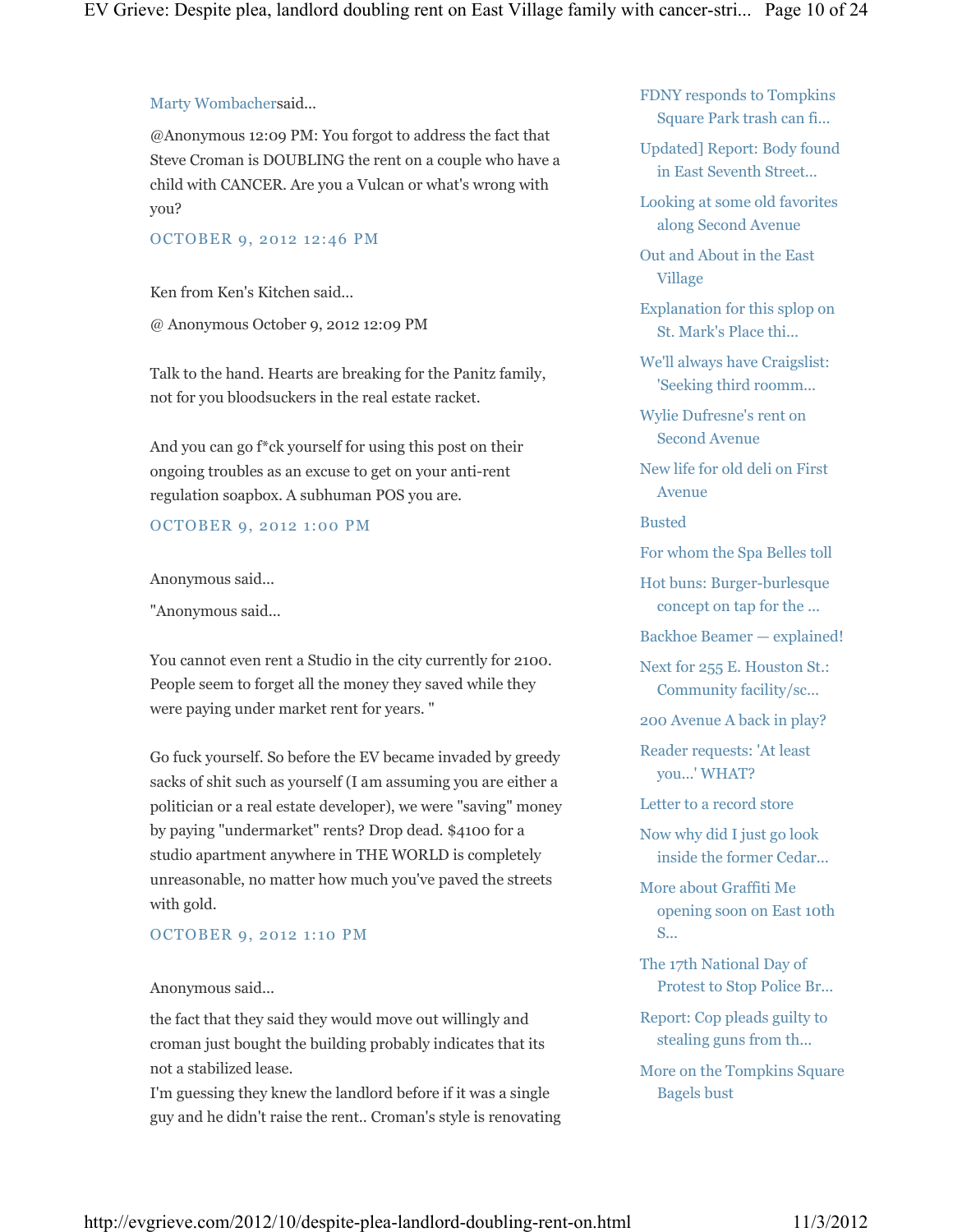Marty Wombachersaid...

@Anonymous 12:09 PM: You forgot to address the fact that Steve Croman is DOUBLING the rent on a couple who have a child with CANCER. Are you a Vulcan or what's wrong with you?

OCTOBER 9, 2012 12:46 PM

Ken from Ken's Kitchen said...

@ Anonymous October 9, 2012 12:09 PM

Talk to the hand. Hearts are breaking for the Panitz family, not for you bloodsuckers in the real estate racket.

And you can go f*ck yourself for using this post on their ongoing troubles as an excuse to get on your anti-rent regulation soapbox. A subhuman POS you are.

OCTOBER 9, 2012 1:00 PM

Anonymous said...

"Anonymous said...

You cannot even rent a Studio in the city currently for 2100. People seem to forget all the money they saved while they were paying under market rent for years. "

Go fuck yourself. So before the EV became invaded by greedy sacks of shit such as yourself (I am assuming you are either a politician or a real estate developer), we were "saving" money by paying "undermarket" rents? Drop dead. $4100 for a studio apartment anywhere in THE WORLD is completely unreasonable, no matter how much you've paved the streets with gold.

OCTOBER 9, 2012 1:10 PM

Anonymous said...

the fact that they said they would move out willingly and croman just bought the building probably indicates that its not a stabilized lease.
I'm guessing they knew the landlord before if it was a single guy and he didn't raise the rent.. Croman's style is renovating

- FDNY responds to Tompkins Square Park trash can fi...
- Updated] Report: Body found in East Seventh Street...
- Looking at some old favorites along Second Avenue
- Out and About in the East Village
- Explanation for this splop on St. Mark's Place thi...
- We'll always have Craigslist: 'Seeking third roomm...
- Wylie Dufresne's rent on Second Avenue
- New life for old deli on First Avenue
- Busted
- For whom the Spa Belles toll
- Hot buns: Burger-burlesque concept on tap for the ...
- Backhoe Beamer — explained!
- Next for 255 E. Houston St.: Community facility/sc...
- 200 Avenue A back in play?
- Reader requests: 'At least you...' WHAT?
- Letter to a record store
- Now why did I just go look inside the former Cedar...
- More about Graffiti Me opening soon on East 10th S...
- The 17th National Day of Protest to Stop Police Br...
- Report: Cop pleads guilty to stealing guns from th...
- More on the Tompkins Square Bagels bust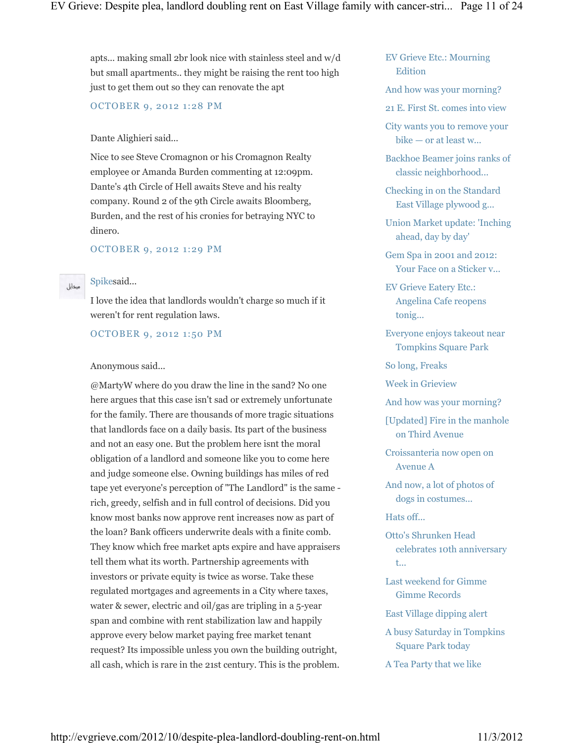apts... making small 2br look nice with stainless steel and w/d but small apartments.. they might be raising the rent too high just to get them out so they can renovate the apt

OCTOBER 9, 2012 1:28 PM

Dante Alighieri said...

Nice to see Steve Cromagnon or his Cromagnon Realty employee or Amanda Burden commenting at 12:09pm. Dante's 4th Circle of Hell awaits Steve and his realty company. Round 2 of the 9th Circle awaits Bloomberg, Burden, and the rest of his cronies for betraying NYC to dinero.

OCTOBER 9, 2012 1:29 PM

Spikesaid...

I love the idea that landlords wouldn't charge so much if it weren't for rent regulation laws.

OCTOBER 9, 2012 1:50 PM

Anonymous said...

@MartyW where do you draw the line in the sand? No one here argues that this case isn't sad or extremely unfortunate for the family. There are thousands of more tragic situations that landlords face on a daily basis. Its part of the business and not an easy one. But the problem here isnt the moral obligation of a landlord and someone like you to come here and judge someone else. Owning buildings has miles of red tape yet everyone's perception of "The Landlord" is the same - rich, greedy, selfish and in full control of decisions. Did you know most banks now approve rent increases now as part of the loan? Bank officers underwrite deals with a finite comb. They know which free market apts expire and have appraisers tell them what its worth. Partnership agreements with investors or private equity is twice as worse. Take these regulated mortgages and agreements in a City where taxes, water & sewer, electric and oil/gas are tripling in a 5-year span and combine with rent stabilization law and happily approve every below market paying free market tenant request? Its impossible unless you own the building outright, all cash, which is rare in the 21st century. This is the problem.

- EV Grieve Etc.: Mourning Edition
- And how was your morning?
- 21 E. First St. comes into view
- City wants you to remove your bike — or at least w...
- Backhoe Beamer joins ranks of classic neighborhood...
- Checking in on the Standard East Village plywood g...
- Union Market update: 'Inching ahead, day by day'
- Gem Spa in 2001 and 2012: Your Face on a Sticker v...
- EV Grieve Eatery Etc.: Angelina Cafe reopens tonig...
- Everyone enjoys takeout near Tompkins Square Park
- So long, Freaks
- Week in Grieview
- And how was your morning?
- [Updated] Fire in the manhole on Third Avenue
- Croissanteria now open on Avenue A
- And now, a lot of photos of dogs in costumes...
- Hats off...
- Otto's Shrunken Head celebrates 10th anniversary t...
- Last weekend for Gimme Gimme Records
- East Village dipping alert
- A busy Saturday in Tompkins Square Park today
- A Tea Party that we like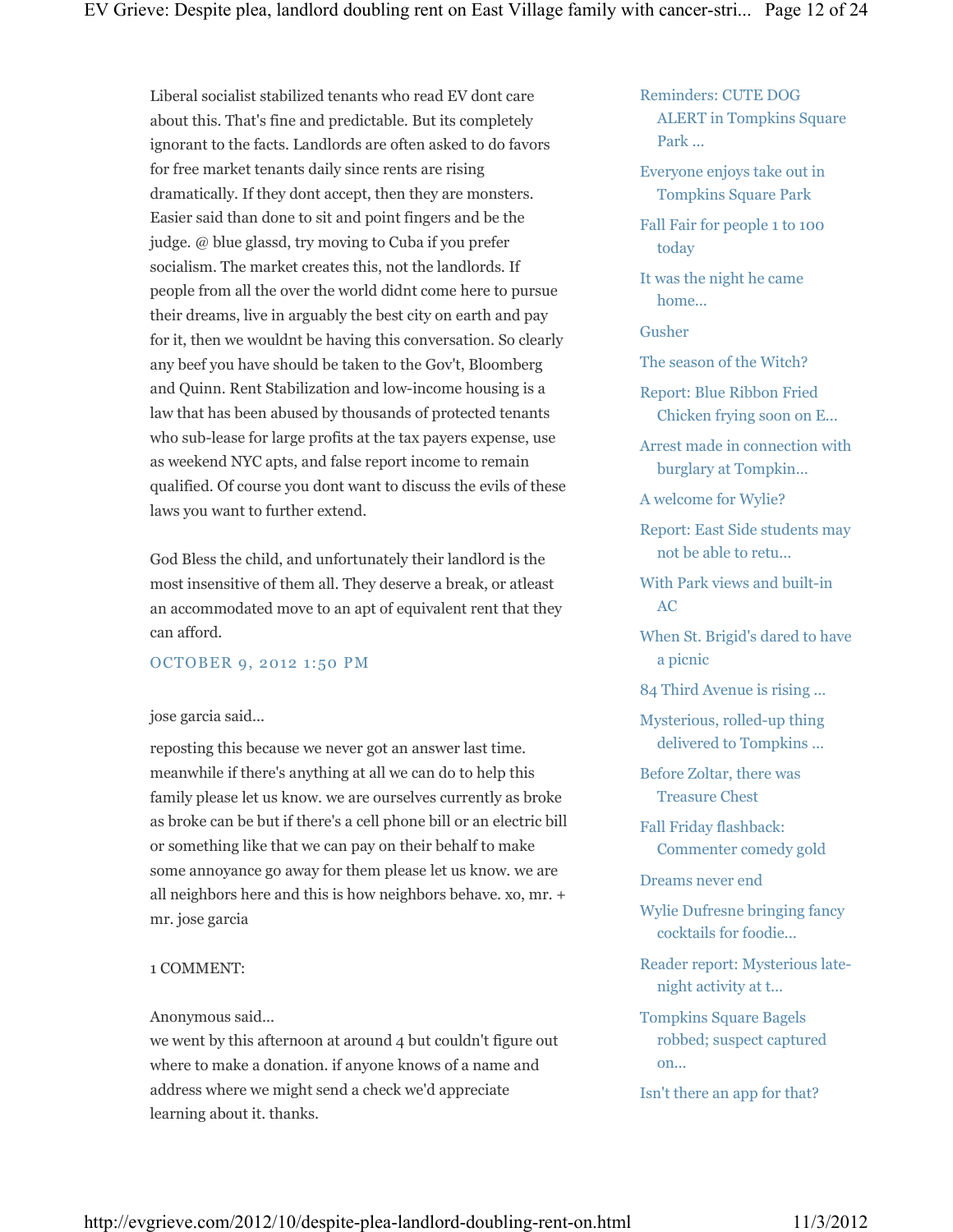Liberal socialist stabilized tenants who read EV dont care about this. That's fine and predictable. But its completely ignorant to the facts. Landlords are often asked to do favors for free market tenants daily since rents are rising dramatically. If they dont accept, then they are monsters. Easier said than done to sit and point fingers and be the judge. @ blue glassd, try moving to Cuba if you prefer socialism. The market creates this, not the landlords. If people from all the over the world didnt come here to pursue their dreams, live in arguably the best city on earth and pay for it, then we wouldnt be having this conversation. So clearly any beef you have should be taken to the Gov't, Bloomberg and Quinn. Rent Stabilization and low-income housing is a law that has been abused by thousands of protected tenants who sub-lease for large profits at the tax payers expense, use as weekend NYC apts, and false report income to remain qualified. Of course you dont want to discuss the evils of these laws you want to further extend.

God Bless the child, and unfortunately their landlord is the most insensitive of them all. They deserve a break, or atleast an accommodated move to an apt of equivalent rent that they can afford.

OCTOBER 9, 2012 1:50 PM

jose garcia said...

reposting this because we never got an answer last time. meanwhile if there's anything at all we can do to help this family please let us know. we are ourselves currently as broke as broke can be but if there's a cell phone bill or an electric bill or something like that we can pay on their behalf to make some annoyance go away for them please let us know. we are all neighbors here and this is how neighbors behave. xo, mr. + mr. jose garcia

1 COMMENT:

Anonymous said...
we went by this afternoon at around 4 but couldn't figure out where to make a donation. if anyone knows of a name and address where we might send a check we'd appreciate learning about it. thanks.

- Reminders: CUTE DOG ALERT in Tompkins Square Park ...
- Everyone enjoys take out in Tompkins Square Park
- Fall Fair for people 1 to 100 today
- It was the night he came home...
- Gusher
- The season of the Witch?
- Report: Blue Ribbon Fried Chicken frying soon on E...
- Arrest made in connection with burglary at Tompkin...
- A welcome for Wylie?
- Report: East Side students may not be able to retu...
- With Park views and built-in AC
- When St. Brigid's dared to have a picnic
- 84 Third Avenue is rising ...
- Mysterious, rolled-up thing delivered to Tompkins ...
- Before Zoltar, there was Treasure Chest
- Fall Friday flashback: Commenter comedy gold
- Dreams never end
- Wylie Dufresne bringing fancy cocktails for foodie...
- Reader report: Mysterious late-night activity at t...
- Tompkins Square Bagels robbed; suspect captured on...
- Isn't there an app for that?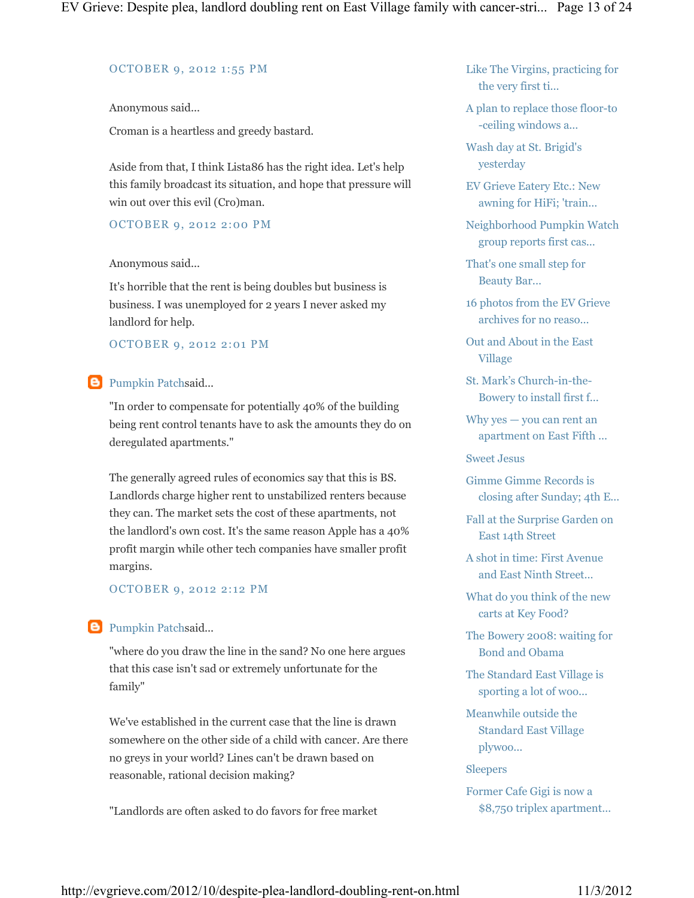OCTOBER 9, 2012 1:55 PM

Anonymous said...

Croman is a heartless and greedy bastard.

Aside from that, I think Lista86 has the right idea. Let's help this family broadcast its situation, and hope that pressure will win out over this evil (Cro)man.

OCTOBER 9, 2012 2:00 PM

Anonymous said...

It's horrible that the rent is being doubles but business is business. I was unemployed for 2 years I never asked my landlord for help.

OCTOBER 9, 2012 2:01 PM

Pumpkin Patch said...

"In order to compensate for potentially 40% of the building being rent control tenants have to ask the amounts they do on deregulated apartments."

The generally agreed rules of economics say that this is BS. Landlords charge higher rent to unstabilized renters because they can. The market sets the cost of these apartments, not the landlord's own cost. It's the same reason Apple has a 40% profit margin while other tech companies have smaller profit margins.

OCTOBER 9, 2012 2:12 PM

Pumpkin Patch said...

"where do you draw the line in the sand? No one here argues that this case isn't sad or extremely unfortunate for the family"

We've established in the current case that the line is drawn somewhere on the other side of a child with cancer. Are there no greys in your world? Lines can't be drawn based on reasonable, rational decision making?

"Landlords are often asked to do favors for free market

- Like The Virgins, practicing for the very first ti...
- A plan to replace those floor-to-ceiling windows a...
- Wash day at St. Brigid's yesterday
- EV Grieve Eatery Etc.: New awning for HiFi; 'train...
- Neighborhood Pumpkin Watch group reports first cas...
- That's one small step for Beauty Bar...
- 16 photos from the EV Grieve archives for no reaso...
- Out and About in the East Village
- St. Mark's Church-in-the-Bowery to install first f...
- Why yes — you can rent an apartment on East Fifth ...
- Sweet Jesus
- Gimme Gimme Records is closing after Sunday; 4th E...
- Fall at the Surprise Garden on East 14th Street
- A shot in time: First Avenue and East Ninth Street...
- What do you think of the new carts at Key Food?
- The Bowery 2008: waiting for Bond and Obama
- The Standard East Village is sporting a lot of woo...
- Meanwhile outside the Standard East Village plywoo...
- Sleepers
- Former Cafe Gigi is now a $8,750 triplex apartment...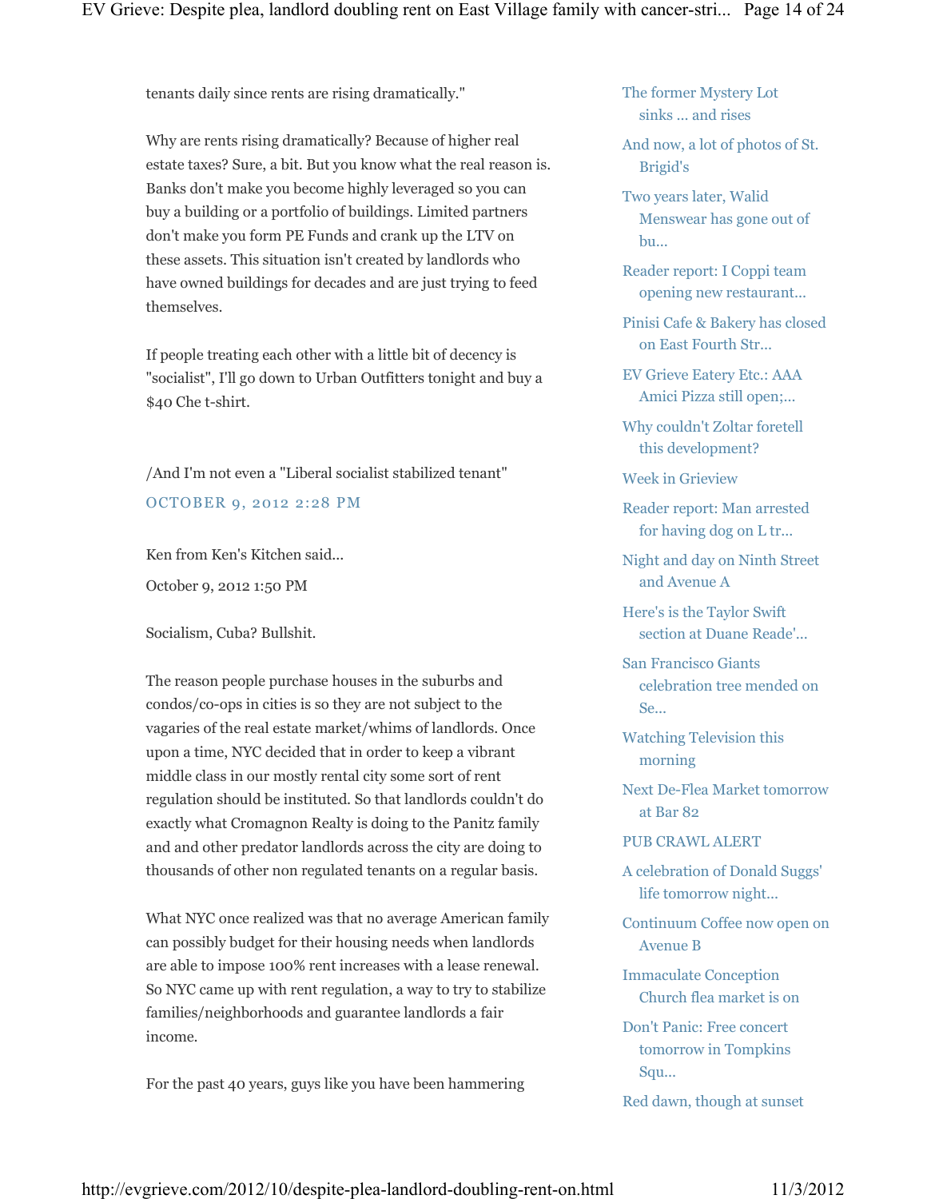tenants daily since rents are rising dramatically."

Why are rents rising dramatically? Because of higher real estate taxes? Sure, a bit. But you know what the real reason is. Banks don't make you become highly leveraged so you can buy a building or a portfolio of buildings. Limited partners don't make you form PE Funds and crank up the LTV on these assets. This situation isn't created by landlords who have owned buildings for decades and are just trying to feed themselves.

If people treating each other with a little bit of decency is "socialist", I'll go down to Urban Outfitters tonight and buy a $40 Che t-shirt.

/And I'm not even a "Liberal socialist stabilized tenant"

OCTOBER 9, 2012 2:28 PM

Ken from Ken's Kitchen said...

October 9, 2012 1:50 PM

Socialism, Cuba? Bullshit.

The reason people purchase houses in the suburbs and condos/co-ops in cities is so they are not subject to the vagaries of the real estate market/whims of landlords. Once upon a time, NYC decided that in order to keep a vibrant middle class in our mostly rental city some sort of rent regulation should be instituted. So that landlords couldn't do exactly what Cromagnon Realty is doing to the Panitz family and and other predator landlords across the city are doing to thousands of other non regulated tenants on a regular basis.

What NYC once realized was that no average American family can possibly budget for their housing needs when landlords are able to impose 100% rent increases with a lease renewal. So NYC came up with rent regulation, a way to try to stabilize families/neighborhoods and guarantee landlords a fair income.

For the past 40 years, guys like you have been hammering

- The former Mystery Lot sinks ... and rises
- And now, a lot of photos of St. Brigid's
- Two years later, Walid Menswear has gone out of bu...
- Reader report: I Coppi team opening new restaurant...
- Pinisi Cafe & Bakery has closed on East Fourth Str...
- EV Grieve Eatery Etc.: AAA Amici Pizza still open;...
- Why couldn't Zoltar foretell this development?
- Week in Grieview
- Reader report: Man arrested for having dog on L tr...
- Night and day on Ninth Street and Avenue A
- Here's is the Taylor Swift section at Duane Reade'...
- San Francisco Giants celebration tree mended on Se...
- Watching Television this morning
- Next De-Flea Market tomorrow at Bar 82
- PUB CRAWL ALERT
- A celebration of Donald Suggs' life tomorrow night...
- Continuum Coffee now open on Avenue B
- Immaculate Conception Church flea market is on
- Don't Panic: Free concert tomorrow in Tompkins Squ...
- Red dawn, though at sunset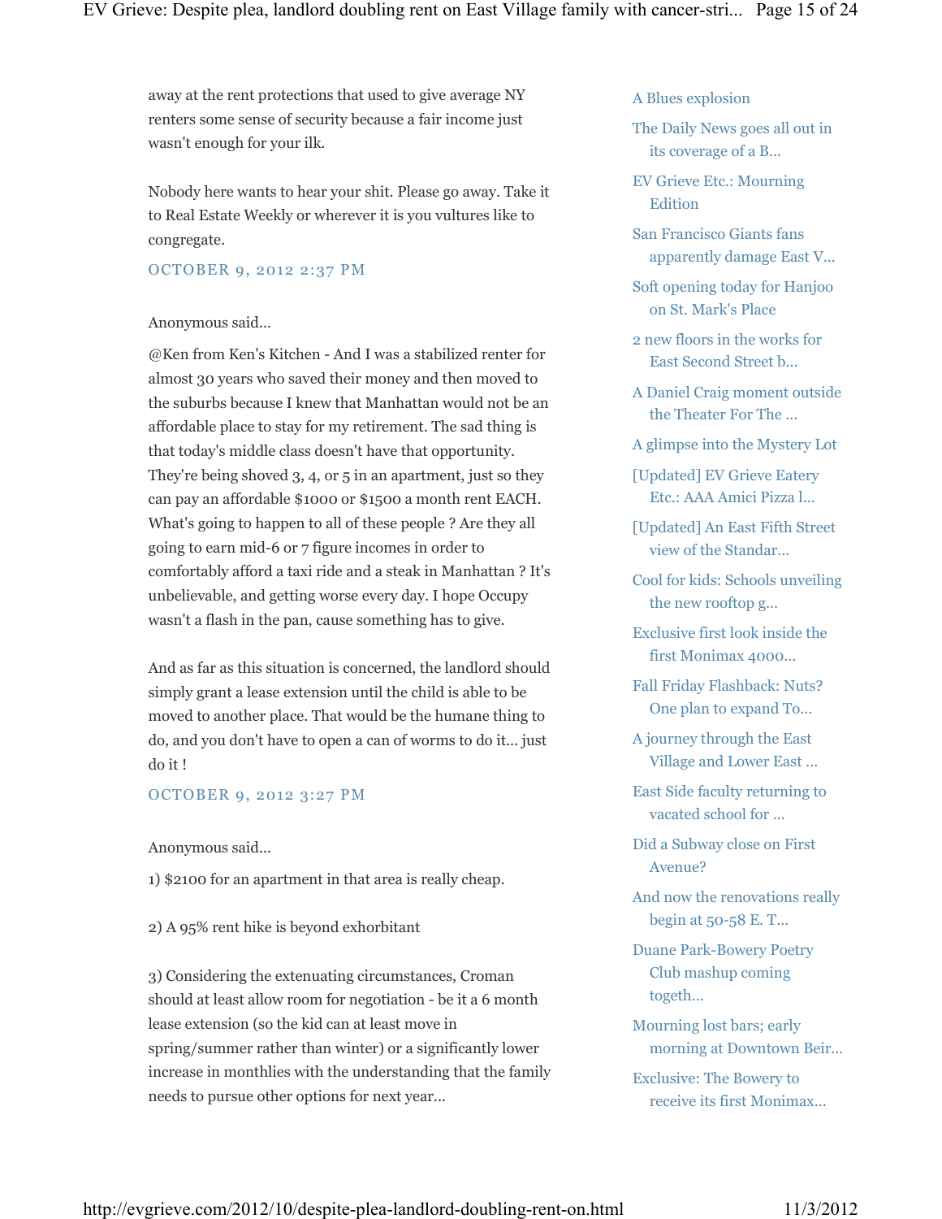away at the rent protections that used to give average NY renters some sense of security because a fair income just wasn't enough for your ilk.

Nobody here wants to hear your shit. Please go away. Take it to Real Estate Weekly or wherever it is you vultures like to congregate.

OCTOBER 9, 2012 2:37 PM

Anonymous said...

@Ken from Ken's Kitchen - And I was a stabilized renter for almost 30 years who saved their money and then moved to the suburbs because I knew that Manhattan would not be an affordable place to stay for my retirement. The sad thing is that today's middle class doesn't have that opportunity. They're being shoved 3, 4, or 5 in an apartment, just so they can pay an affordable $1000 or $1500 a month rent EACH. What's going to happen to all of these people ? Are they all going to earn mid-6 or 7 figure incomes in order to comfortably afford a taxi ride and a steak in Manhattan ? It's unbelievable, and getting worse every day. I hope Occupy wasn't a flash in the pan, cause something has to give.

And as far as this situation is concerned, the landlord should simply grant a lease extension until the child is able to be moved to another place. That would be the humane thing to do, and you don't have to open a can of worms to do it... just do it !

OCTOBER 9, 2012 3:27 PM

Anonymous said...

1) $2100 for an apartment in that area is really cheap.

2) A 95% rent hike is beyond exhorbitant

3) Considering the extenuating circumstances, Croman should at least allow room for negotiation - be it a 6 month lease extension (so the kid can at least move in spring/summer rather than winter) or a significantly lower increase in monthlies with the understanding that the family needs to pursue other options for next year...

- A Blues explosion
- The Daily News goes all out in its coverage of a B...
- EV Grieve Etc.: Mourning Edition
- San Francisco Giants fans apparently damage East V...
- Soft opening today for Hanjoo on St. Mark's Place
- 2 new floors in the works for East Second Street b...
- A Daniel Craig moment outside the Theater For The ...
- A glimpse into the Mystery Lot
- [Updated] EV Grieve Eatery Etc.: AAA Amici Pizza l...
- [Updated] An East Fifth Street view of the Standar...
- Cool for kids: Schools unveiling the new rooftop g...
- Exclusive first look inside the first Monimax 4000...
- Fall Friday Flashback: Nuts? One plan to expand To...
- A journey through the East Village and Lower East ...
- East Side faculty returning to vacated school for ...
- Did a Subway close on First Avenue?
- And now the renovations really begin at 50-58 E. T...
- Duane Park-Bowery Poetry Club mashup coming togeth...
- Mourning lost bars; early morning at Downtown Beir...
- Exclusive: The Bowery to receive its first Monimax...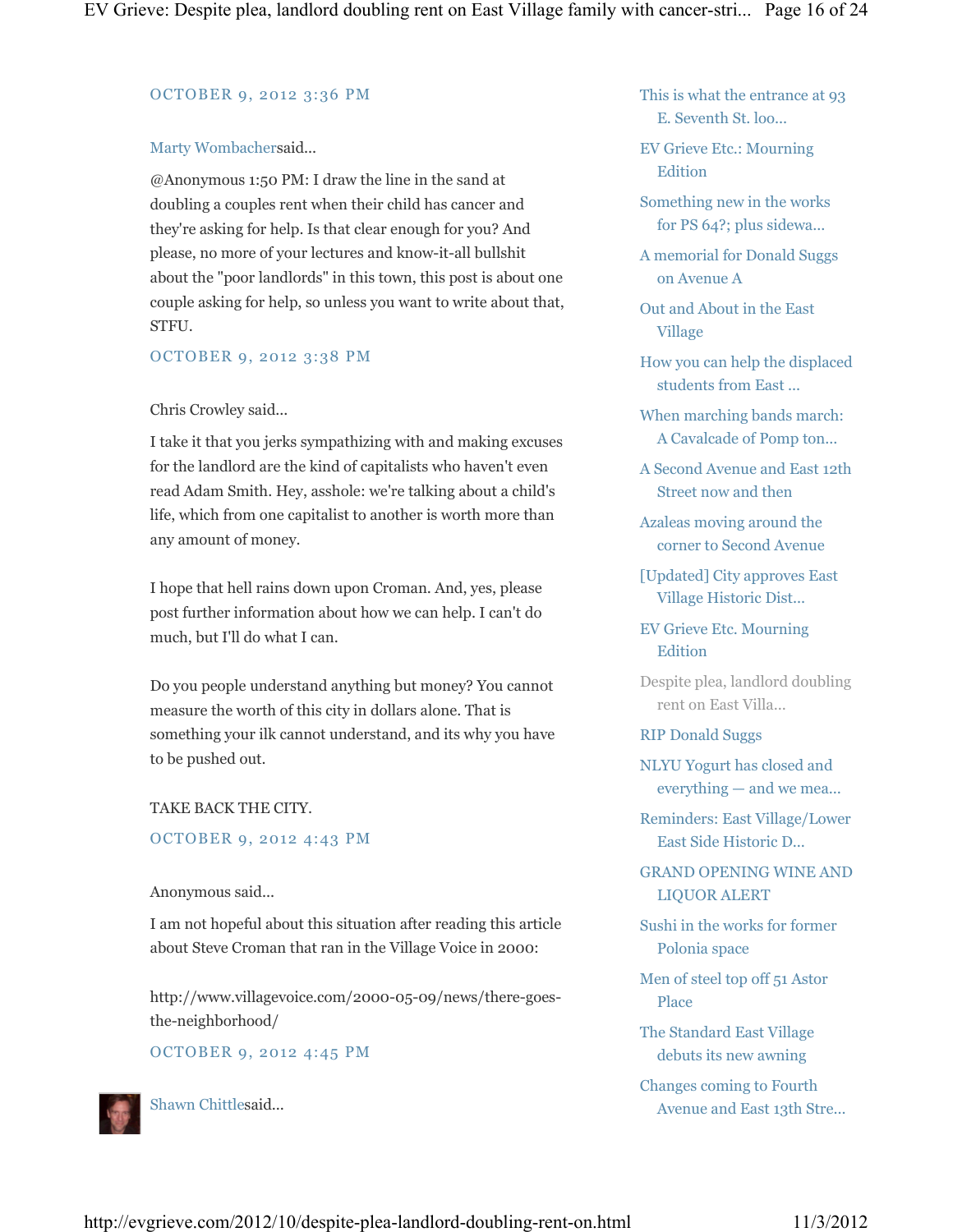OCTOBER 9, 2012 3:36 PM

Marty Wombacher said...

@Anonymous 1:50 PM: I draw the line in the sand at doubling a couples rent when their child has cancer and they're asking for help. Is that clear enough for you? And please, no more of your lectures and know-it-all bullshit about the "poor landlords" in this town, this post is about one couple asking for help, so unless you want to write about that, STFU.

OCTOBER 9, 2012 3:38 PM

Chris Crowley said...

I take it that you jerks sympathizing with and making excuses for the landlord are the kind of capitalists who haven't even read Adam Smith. Hey, asshole: we're talking about a child's life, which from one capitalist to another is worth more than any amount of money.

I hope that hell rains down upon Croman. And, yes, please post further information about how we can help. I can't do much, but I'll do what I can.

Do you people understand anything but money? You cannot measure the worth of this city in dollars alone. That is something your ilk cannot understand, and its why you have to be pushed out.

TAKE BACK THE CITY.

OCTOBER 9, 2012 4:43 PM

Anonymous said...

I am not hopeful about this situation after reading this article about Steve Croman that ran in the Village Voice in 2000:

http://www.villagevoice.com/2000-05-09/news/there-goes-the-neighborhood/

OCTOBER 9, 2012 4:45 PM

Shawn Chittle said...

- This is what the entrance at 93 E. Seventh St. loo...
- EV Grieve Etc.: Mourning Edition
- Something new in the works for PS 64?; plus sidewa...
- A memorial for Donald Suggs on Avenue A
- Out and About in the East Village
- How you can help the displaced students from East ...
- When marching bands march: A Cavalcade of Pomp ton...
- A Second Avenue and East 12th Street now and then
- Azaleas moving around the corner to Second Avenue
- [Updated] City approves East Village Historic Dist...
- EV Grieve Etc. Mourning Edition
- Despite plea, landlord doubling rent on East Villa...
- RIP Donald Suggs
- NLYU Yogurt has closed and everything — and we mea...
- Reminders: East Village/Lower East Side Historic D...
- GRAND OPENING WINE AND LIQUOR ALERT
- Sushi in the works for former Polonia space
- Men of steel top off 51 Astor Place
- The Standard East Village debuts its new awning
- Changes coming to Fourth Avenue and East 13th Stre...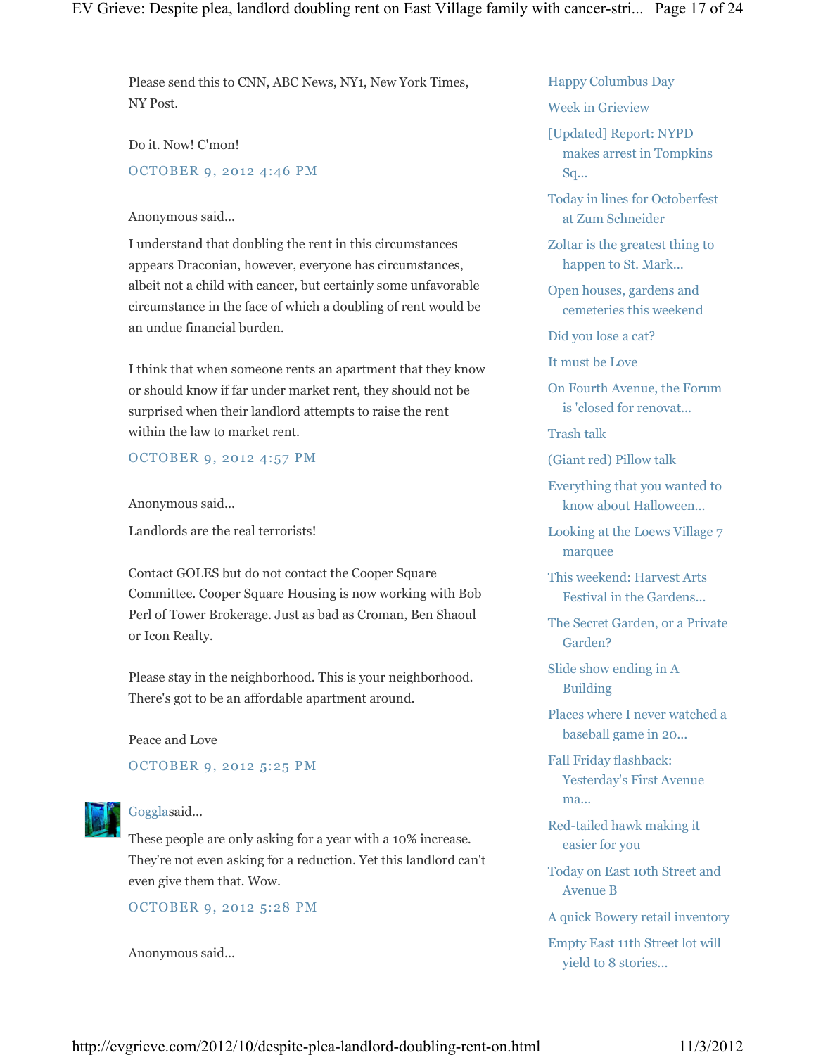Please send this to CNN, ABC News, NY1, New York Times, NY Post.

Do it. Now! C'mon!

OCTOBER 9, 2012 4:46 PM

Anonymous said...

I understand that doubling the rent in this circumstances appears Draconian, however, everyone has circumstances, albeit not a child with cancer, but certainly some unfavorable circumstance in the face of which a doubling of rent would be an undue financial burden.

I think that when someone rents an apartment that they know or should know if far under market rent, they should not be surprised when their landlord attempts to raise the rent within the law to market rent.

OCTOBER 9, 2012 4:57 PM

Anonymous said...

Landlords are the real terrorists!

Contact GOLES but do not contact the Cooper Square Committee. Cooper Square Housing is now working with Bob Perl of Tower Brokerage. Just as bad as Croman, Ben Shaoul or Icon Realty.

Please stay in the neighborhood. This is your neighborhood. There's got to be an affordable apartment around.

Peace and Love

OCTOBER 9, 2012 5:25 PM

Goggla said...

These people are only asking for a year with a 10% increase. They're not even asking for a reduction. Yet this landlord can't even give them that. Wow.

OCTOBER 9, 2012 5:28 PM

Anonymous said...

- Happy Columbus Day
- Week in Grieview
- [Updated] Report: NYPD makes arrest in Tompkins Sq...
- Today in lines for Octoberfest at Zum Schneider
- Zoltar is the greatest thing to happen to St. Mark...
- Open houses, gardens and cemeteries this weekend
- Did you lose a cat?
- It must be Love
- On Fourth Avenue, the Forum is 'closed for renovat...
- Trash talk
- (Giant red) Pillow talk
- Everything that you wanted to know about Halloween...
- Looking at the Loews Village 7 marquee
- This weekend: Harvest Arts Festival in the Gardens...
- The Secret Garden, or a Private Garden?
- Slide show ending in A Building
- Places where I never watched a baseball game in 20...
- Fall Friday flashback: Yesterday's First Avenue ma...
- Red-tailed hawk making it easier for you
- Today on East 10th Street and Avenue B
- A quick Bowery retail inventory
- Empty East 11th Street lot will yield to 8 stories...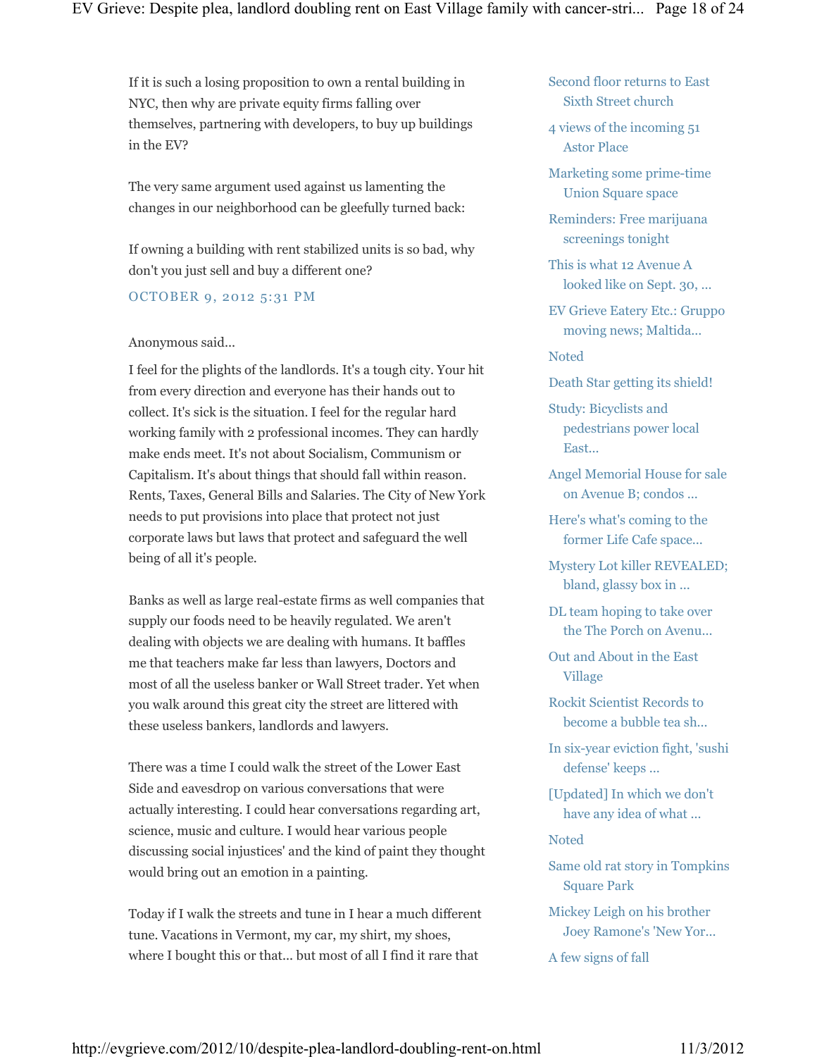If it is such a losing proposition to own a rental building in NYC, then why are private equity firms falling over themselves, partnering with developers, to buy up buildings in the EV?

The very same argument used against us lamenting the changes in our neighborhood can be gleefully turned back:

If owning a building with rent stabilized units is so bad, why don't you just sell and buy a different one?

OCTOBER 9, 2012 5:31 PM

Anonymous said...

I feel for the plights of the landlords. It's a tough city. Your hit from every direction and everyone has their hands out to collect. It's sick is the situation. I feel for the regular hard working family with 2 professional incomes. They can hardly make ends meet. It's not about Socialism, Communism or Capitalism. It's about things that should fall within reason. Rents, Taxes, General Bills and Salaries. The City of New York needs to put provisions into place that protect not just corporate laws but laws that protect and safeguard the well being of all it's people.

Banks as well as large real-estate firms as well companies that supply our foods need to be heavily regulated. We aren't dealing with objects we are dealing with humans. It baffles me that teachers make far less than lawyers, Doctors and most of all the useless banker or Wall Street trader. Yet when you walk around this great city the street are littered with these useless bankers, landlords and lawyers.

There was a time I could walk the street of the Lower East Side and eavesdrop on various conversations that were actually interesting. I could hear conversations regarding art, science, music and culture. I would hear various people discussing social injustices' and the kind of paint they thought would bring out an emotion in a painting.

Today if I walk the streets and tune in I hear a much different tune. Vacations in Vermont, my car, my shirt, my shoes, where I bought this or that... but most of all I find it rare that

- Second floor returns to East Sixth Street church
- 4 views of the incoming 51 Astor Place
- Marketing some prime-time Union Square space
- Reminders: Free marijuana screenings tonight
- This is what 12 Avenue A looked like on Sept. 30, ...
- EV Grieve Eatery Etc.: Gruppo moving news; Maltida...
- Noted
- Death Star getting its shield!
- Study: Bicyclists and pedestrians power local East...
- Angel Memorial House for sale on Avenue B; condos ...
- Here's what's coming to the former Life Cafe space...
- Mystery Lot killer REVEALED; bland, glassy box in ...
- DL team hoping to take over the The Porch on Avenu...
- Out and About in the East Village
- Rockit Scientist Records to become a bubble tea sh...
- In six-year eviction fight, 'sushi defense' keeps ...
- [Updated] In which we don't have any idea of what ...
- Noted
- Same old rat story in Tompkins Square Park
- Mickey Leigh on his brother Joey Ramone's 'New Yor...
- A few signs of fall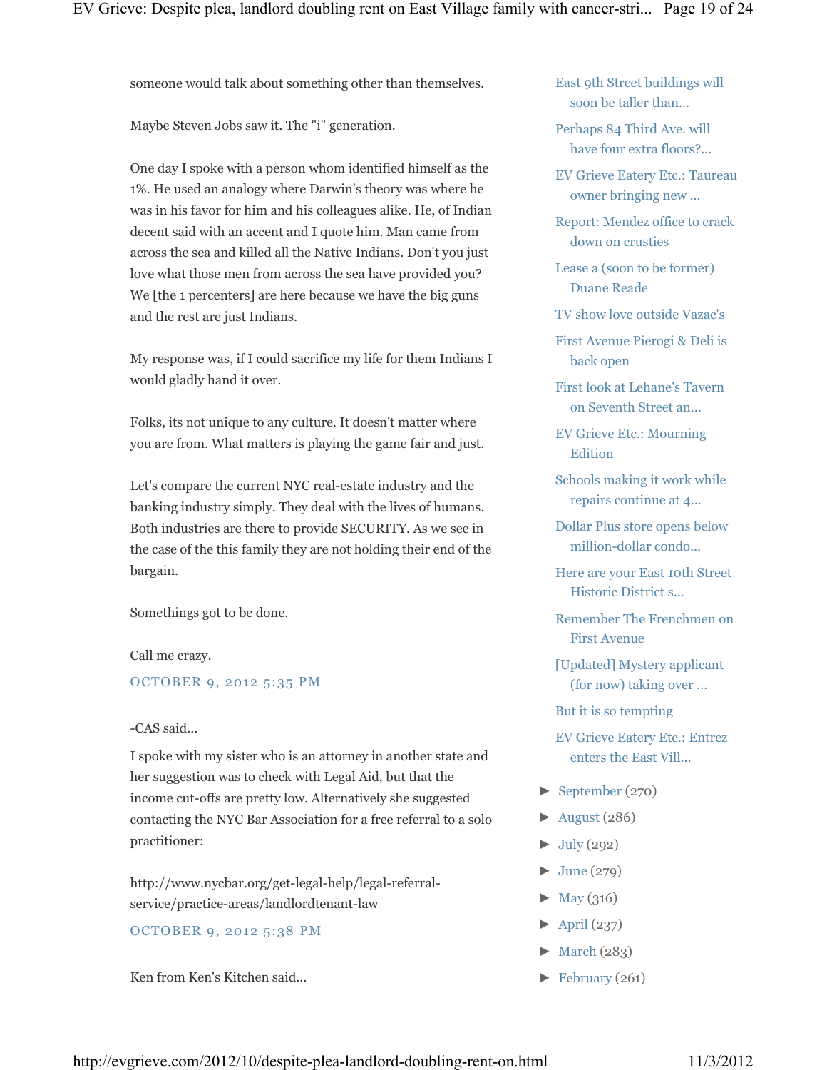someone would talk about something other than themselves.

Maybe Steven Jobs saw it. The "i" generation.

One day I spoke with a person whom identified himself as the 1%. He used an analogy where Darwin's theory was where he was in his favor for him and his colleagues alike. He, of Indian decent said with an accent and I quote him. Man came from across the sea and killed all the Native Indians. Don't you just love what those men from across the sea have provided you? We [the 1 percenters] are here because we have the big guns and the rest are just Indians.

My response was, if I could sacrifice my life for them Indians I would gladly hand it over.

Folks, its not unique to any culture. It doesn't matter where you are from. What matters is playing the game fair and just.

Let's compare the current NYC real-estate industry and the banking industry simply. They deal with the lives of humans. Both industries are there to provide SECURITY. As we see in the case of the this family they are not holding their end of the bargain.

Somethings got to be done.

Call me crazy.

OCTOBER 9, 2012 5:35 PM

-CAS said...

I spoke with my sister who is an attorney in another state and her suggestion was to check with Legal Aid, but that the income cut-offs are pretty low. Alternatively she suggested contacting the NYC Bar Association for a free referral to a solo practitioner:

http://www.nycbar.org/get-legal-help/legal-referral-service/practice-areas/landlordtenant-law

OCTOBER 9, 2012 5:38 PM

Ken from Ken's Kitchen said...

- East 9th Street buildings will soon be taller than...
- Perhaps 84 Third Ave. will have four extra floors?...
- EV Grieve Eatery Etc.: Taureau owner bringing new ...
- Report: Mendez office to crack down on crusties
- Lease a (soon to be former) Duane Reade
- TV show love outside Vazac's
- First Avenue Pierogi & Deli is back open
- First look at Lehane's Tavern on Seventh Street an...
- EV Grieve Etc.: Mourning Edition
- Schools making it work while repairs continue at 4...
- Dollar Plus store opens below million-dollar condo...
- Here are your East 10th Street Historic District s...
- Remember The Frenchmen on First Avenue
- [Updated] Mystery applicant (for now) taking over ...
- But it is so tempting
- EV Grieve Eatery Etc.: Entrez enters the East Vill...

- ► September (270)
- ► August (286)
- ► July (292)
- ► June (279)
- ► May (316)
- ► April (237)
- ► March (283)
- ► February (261)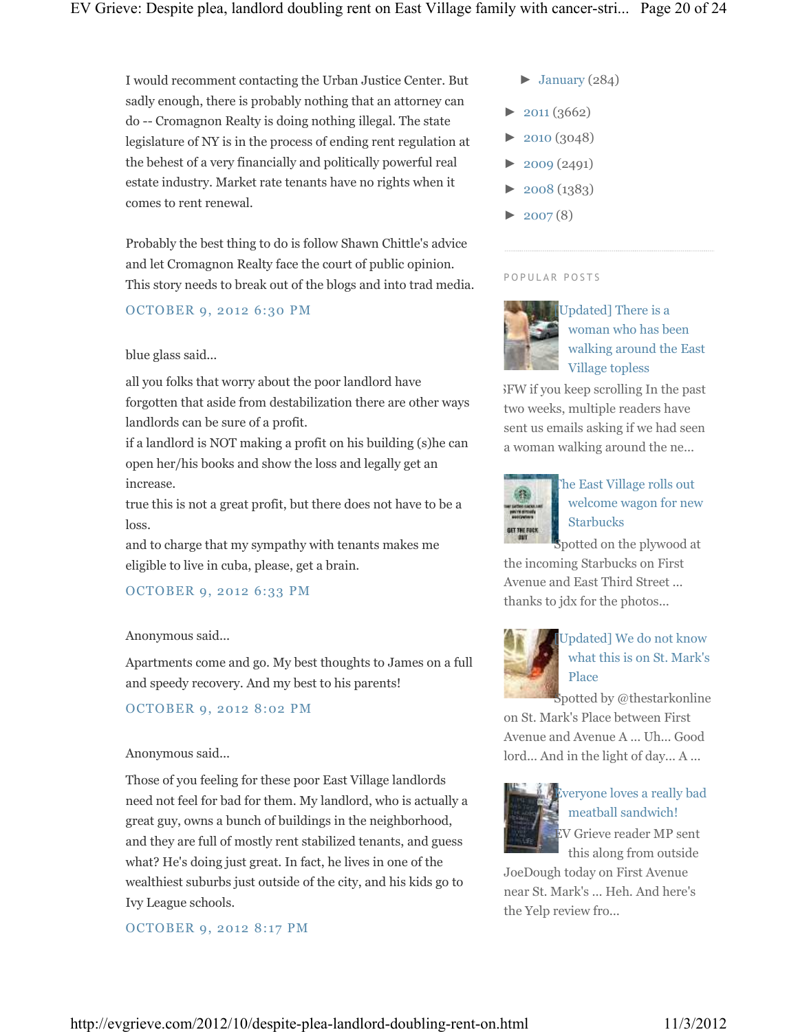I would recomment contacting the Urban Justice Center. But sadly enough, there is probably nothing that an attorney can do -- Cromagnon Realty is doing nothing illegal. The state legislature of NY is in the process of ending rent regulation at the behest of a very financially and politically powerful real estate industry. Market rate tenants have no rights when it comes to rent renewal.

Probably the best thing to do is follow Shawn Chittle's advice and let Cromagnon Realty face the court of public opinion. This story needs to break out of the blogs and into trad media.

OCTOBER 9, 2012 6:30 PM

blue glass said...

all you folks that worry about the poor landlord have forgotten that aside from destabilization there are other ways landlords can be sure of a profit.
if a landlord is NOT making a profit on his building (s)he can open her/his books and show the loss and legally get an increase.
true this is not a great profit, but there does not have to be a loss.
and to charge that my sympathy with tenants makes me eligible to live in cuba, please, get a brain.

OCTOBER 9, 2012 6:33 PM

Anonymous said...

Apartments come and go. My best thoughts to James on a full and speedy recovery. And my best to his parents!

OCTOBER 9, 2012 8:02 PM

Anonymous said...

Those of you feeling for these poor East Village landlords need not feel for bad for them. My landlord, who is actually a great guy, owns a bunch of buildings in the neighborhood, and they are full of mostly rent stabilized tenants, and guess what? He's doing just great. In fact, he lives in one of the wealthiest suburbs just outside of the city, and his kids go to Ivy League schools.

OCTOBER 9, 2012 8:17 PM

► January (284)

► 2011 (3662)

► 2010 (3048)

► 2009 (2491)

► 2008 (1383)

► 2007 (8)

POPULAR POSTS

[Updated] There is a woman who has been walking around the East Village topless

NSFW if you keep scrolling In the past two weeks, multiple readers have sent us emails asking if we had seen a woman walking around the ne...

The East Village rolls out welcome wagon for new Starbucks

Spotted on the plywood at the incoming Starbucks on First Avenue and East Third Street ... thanks to jdx for the photos...

[Updated] We do not know what this is on St. Mark's Place

Spotted by @thestarkonline on St. Mark's Place between First Avenue and Avenue A ... Uh... Good lord... And in the light of day... A ...

Everyone loves a really bad meatball sandwich!

EV Grieve reader MP sent this along from outside JoeDough today on First Avenue near St. Mark's ... Heh. And here's the Yelp review fro...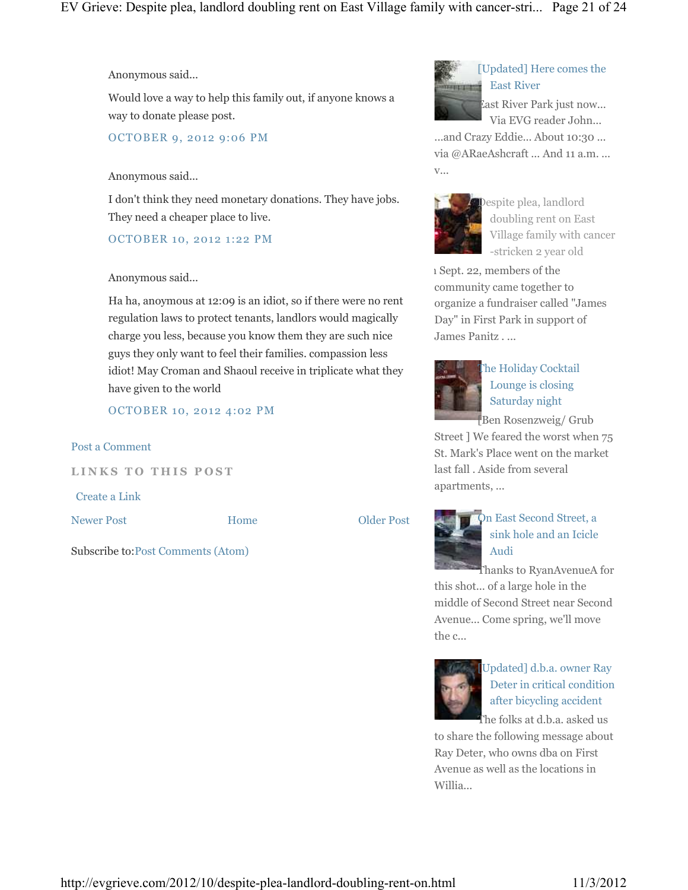Anonymous said...

Would love a way to help this family out, if anyone knows a way to donate please post.

OCTOBER 9, 2012 9:06 PM

Anonymous said...

I don't think they need monetary donations. They have jobs. They need a cheaper place to live.

OCTOBER 10, 2012 1:22 PM

Anonymous said...

Ha ha, anoymous at 12:09 is an idiot, so if there were no rent regulation laws to protect tenants, landlords would magically charge you less, because you know them they are such nice guys they only want to feel their families. compassion less idiot! May Croman and Shaoul receive in triplicate what they have given to the world

OCTOBER 10, 2012 4:02 PM

Post a Comment

LINKS TO THIS POST

Create a Link

Newer Post | Home | Older Post

Subscribe to: Post Comments (Atom)

[Updated] Here comes the East River

East River Park just now... Via EVG reader John... ...and Crazy Eddie... About 10:30 ... via @ARaeAshcraft ... And 11 a.m. ... v...

Despite plea, landlord doubling rent on East Village family with cancer-stricken 2 year old

n Sept. 22, members of the community came together to organize a fundraiser called "James Day" in First Park in support of James Panitz . ...

The Holiday Cocktail Lounge is closing Saturday night

[Ben Rosenzweig/ Grub Street ] We feared the worst when 75 St. Mark's Place went on the market last fall . Aside from several apartments, ...

On East Second Street, a sink hole and an Icicle Audi

Thanks to RyanAvenueA for this shot... of a large hole in the middle of Second Street near Second Avenue... Come spring, we'll move the c...

[Updated] d.b.a. owner Ray Deter in critical condition after bicycling accident

The folks at d.b.a. asked us to share the following message about Ray Deter, who owns dba on First Avenue as well as the locations in Willia...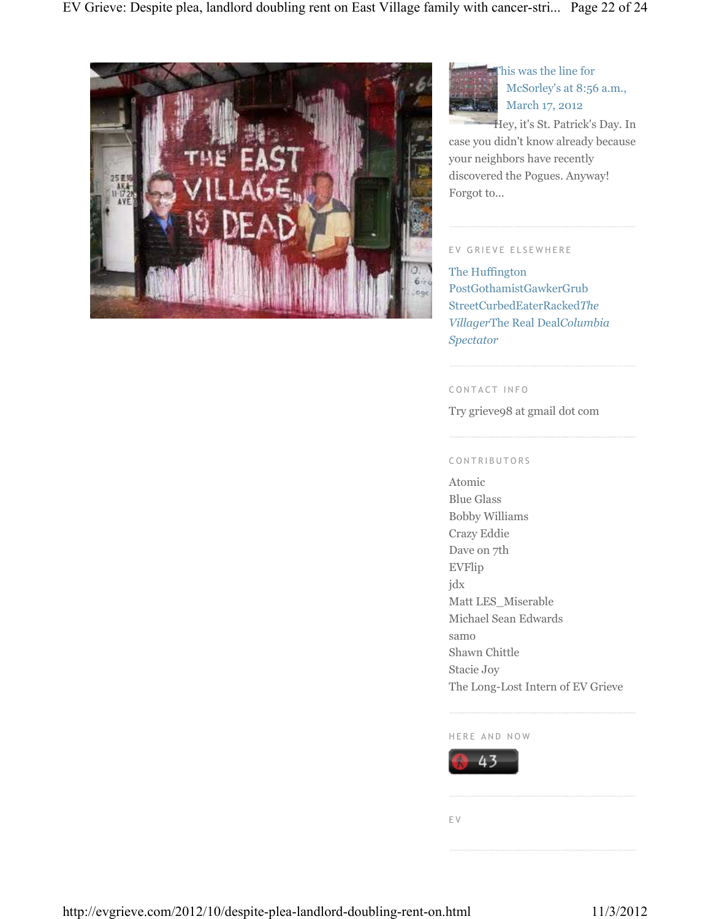This was the line for McSorley's at 8:56 a.m., March 17, 2012

Hey, it's St. Patrick's Day. In case you didn't know already because your neighbors have recently discovered the Pogues. Anyway! Forgot to...

EV GRIEVE ELSEWHERE

The Huffington Post
Gothamist
Gawker
Grub Street
Curbed
Eater
Racked
*The Villager*
The Real Deal
*Columbia Spectator*

CONTACT INFO

Try grieve98 at gmail dot com

CONTRIBUTORS

Atomic
Blue Glass
Bobby Williams
Crazy Eddie
Dave on 7th
EVFlip
jdx
Matt LES_Miserable
Michael Sean Edwards
samo
Shawn Chittle
Stacie Joy
The Long-Lost Intern of EV Grieve

HERE AND NOW

43

EV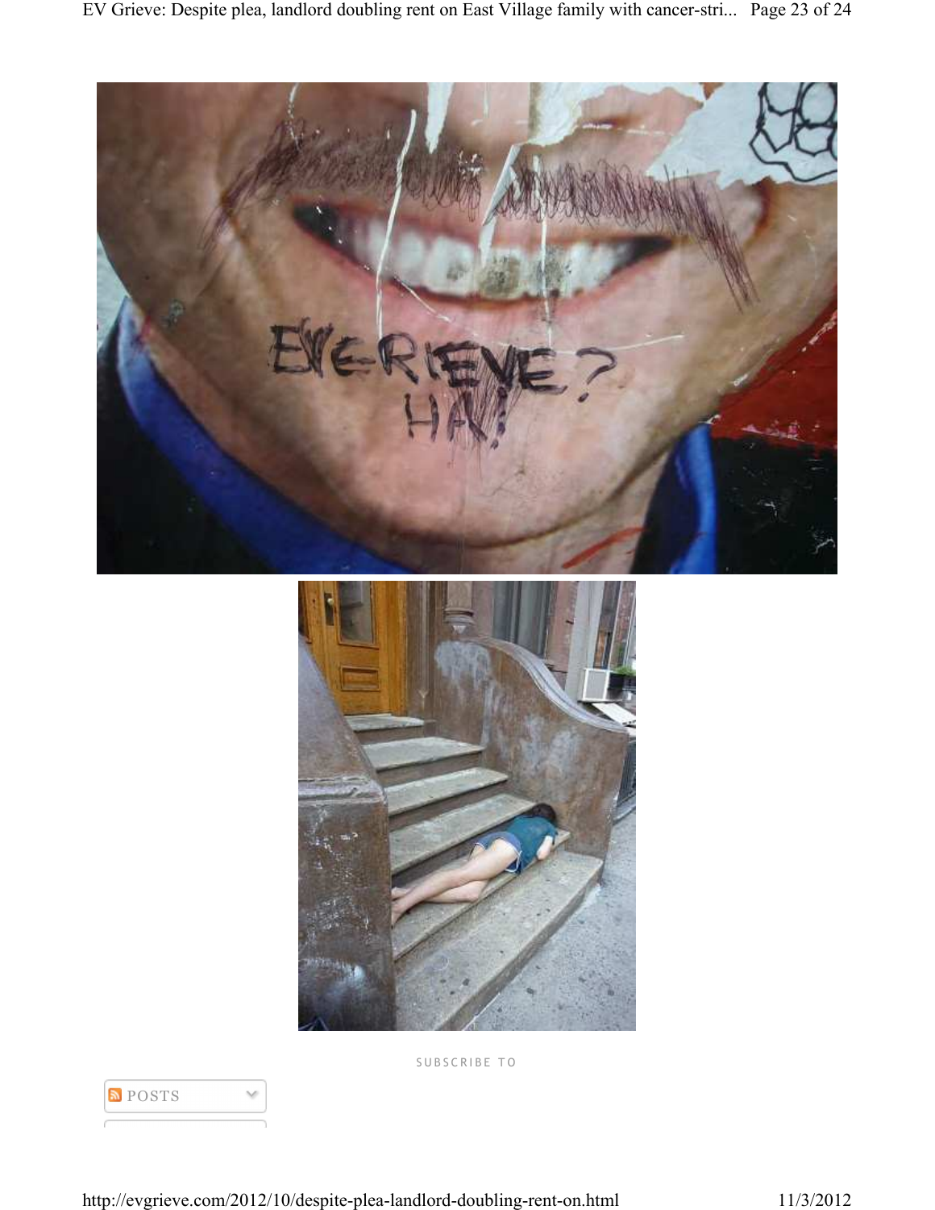SUBSCRIBE TO

POSTS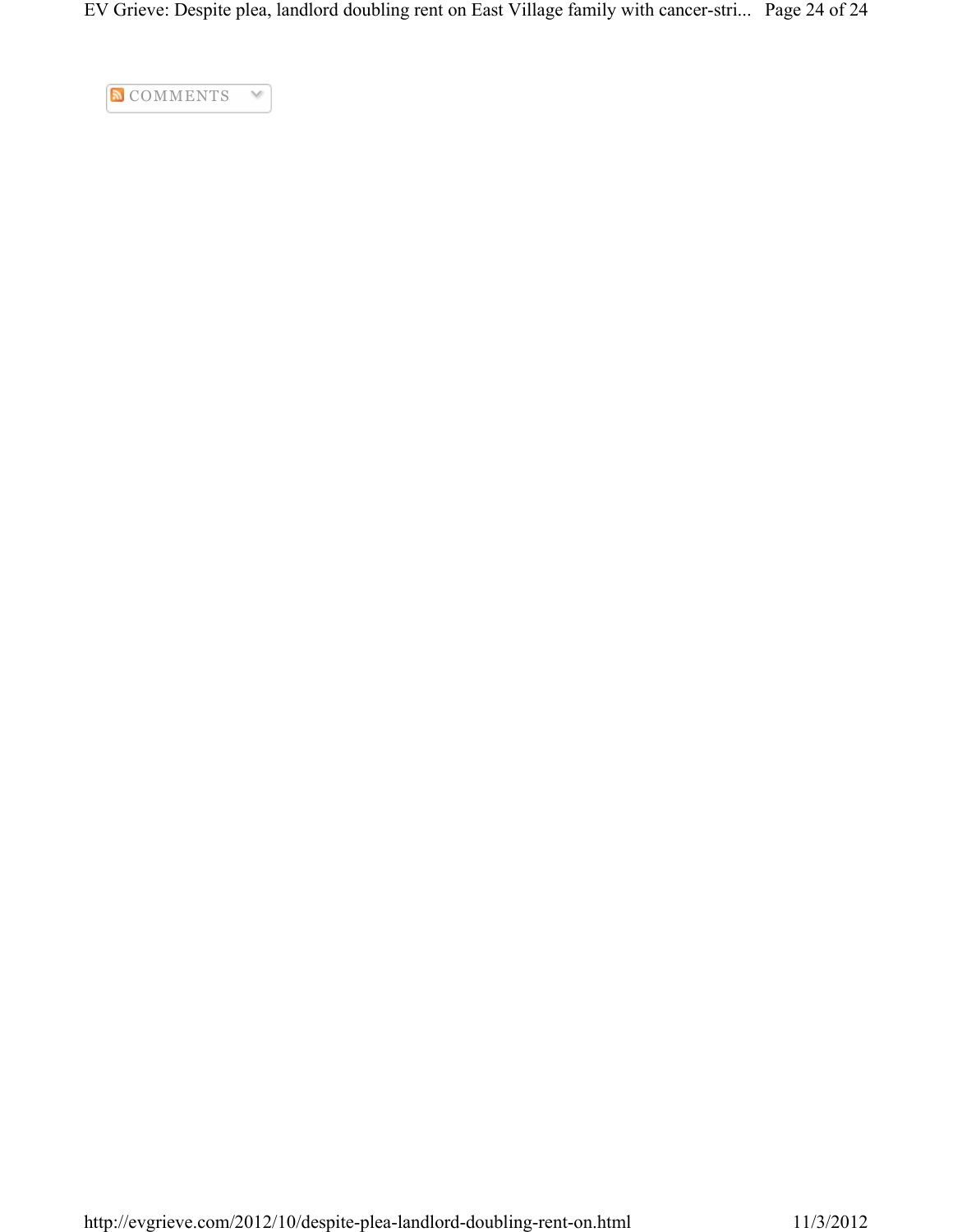COMMENTS